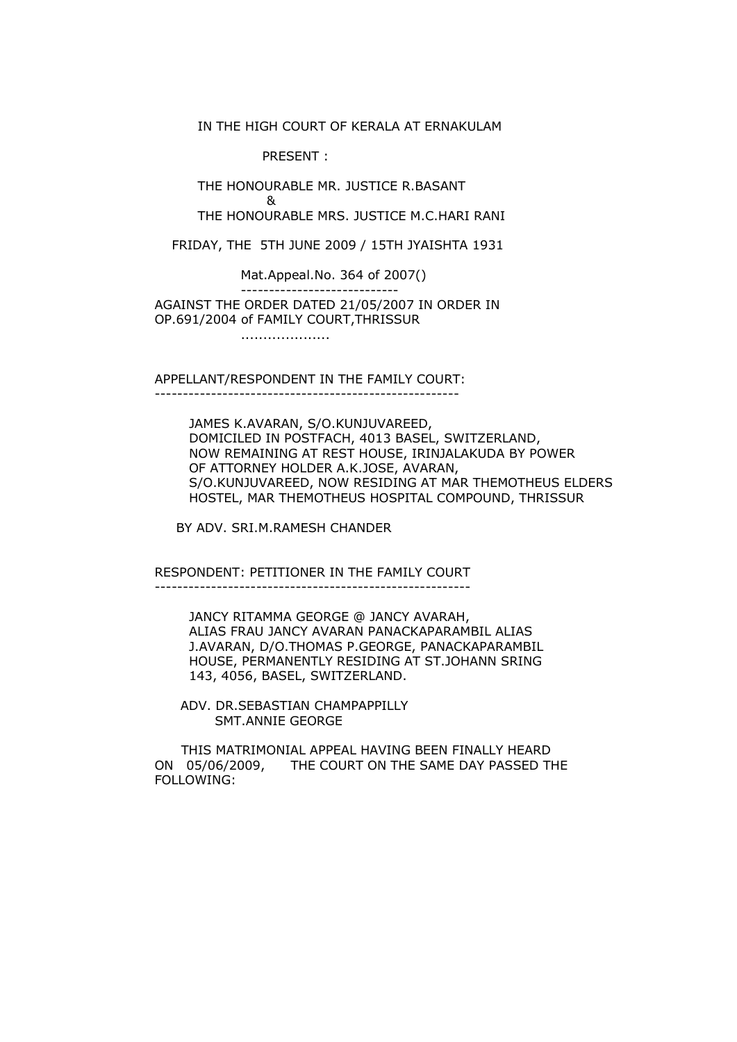IN THE HIGH COURT OF KERALA AT ERNAKULAM

PRESENT :

THE HONOURABLE MR. JUSTICE R.BASANT

&

THE HONOURABLE MRS. JUSTICE M.C.HARI RANI

FRIDAY, THE 5TH JUNE 2009 / 15TH JYAISHTA 1931

Mat.Appeal.No. 364 of 2007()

----------------------------

AGAINST THE ORDER DATED 21/05/2007 IN ORDER IN OP.691/2004 of FAMILY COURT,THRISSUR

...................

APPELLANT/RESPONDENT IN THE FAMILY COURT:

-----------------------------------------------------

JAMES K.AVARAN, S/O.KUNJUVAREED, DOMICILED IN POSTFACH, 4013 BASEL, SWITZERLAND, NOW REMAINING AT REST HOUSE, IRINJALAKUDA BY POWER OF ATTORNEY HOLDER A.K.JOSE, AVARAN, S/O.KUNJUVAREED, NOW RESIDING AT MAR THEMOTHEUS ELDERS HOSTEL, MAR THEMOTHEUS HOSPITAL COMPOUND, THRISSUR

BY ADV. SRI.M.RAMESH CHANDER

RESPONDENT: PETITIONER IN THE FAMILY COURT

-------------------------------------------------------

JANCY RITAMMA GEORGE @ JANCY AVARAH, ALIAS FRAU JANCY AVARAN PANACKAPARAMBIL ALIAS J.AVARAN, D/O.THOMAS P.GEORGE, PANACKAPARAMBIL HOUSE, PERMANENTLY RESIDING AT ST.JOHANN SRING 143, 4056, BASEL, SWITZERLAND.

ADV. DR.SEBASTIAN CHAMPAPPILLY
SMT.ANNIE GEORGE

THIS MATRIMONIAL APPEAL HAVING BEEN FINALLY HEARD ON 05/06/2009, THE COURT ON THE SAME DAY PASSED THE FOLLOWING: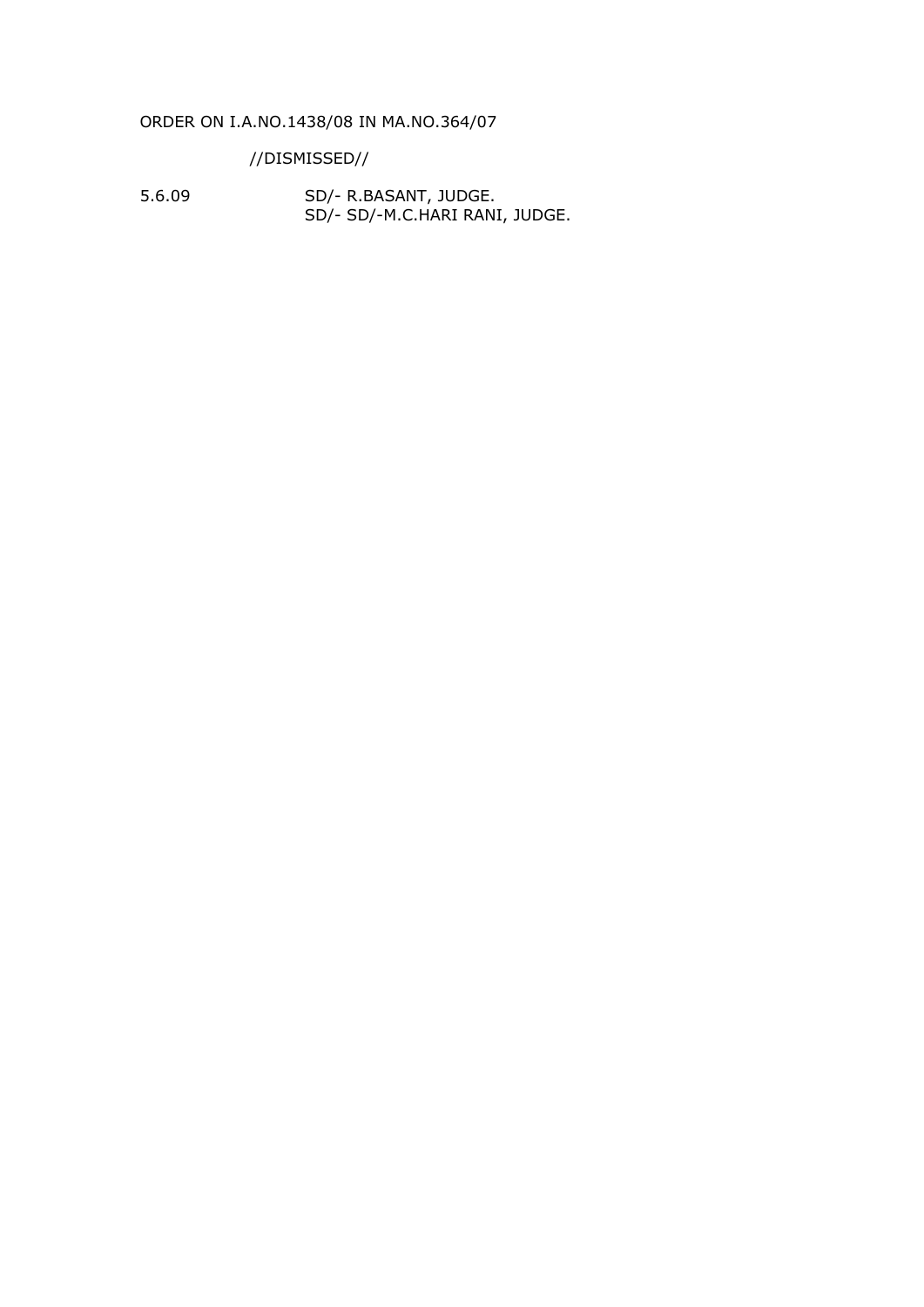ORDER ON I.A.NO.1438/08 IN MA.NO.364/07

//DISMISSED//

5.6.09 SD/- R.BASANT, JUDGE.
SD/- SD/-M.C.HARI RANI, JUDGE.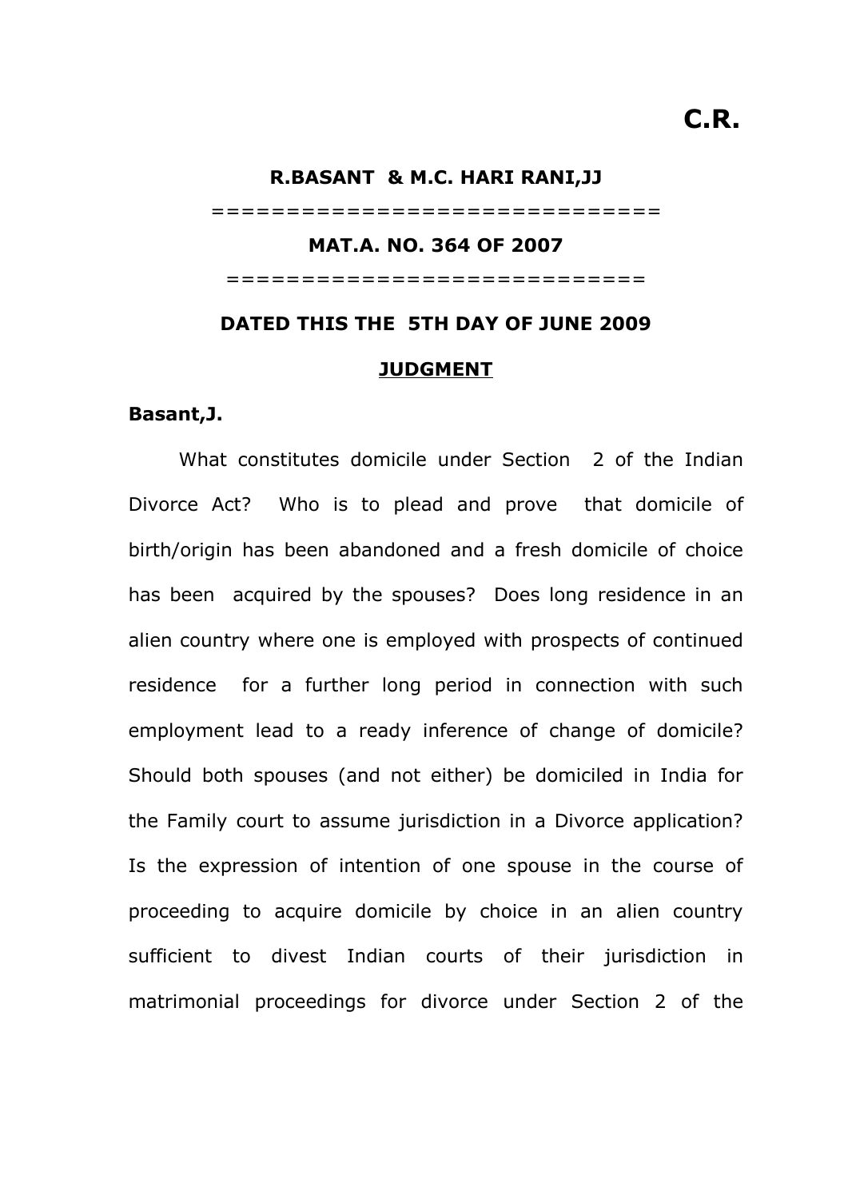**C.R.**

**R.BASANT & M.C. HARI RANI,JJ**

==============================

**MAT.A. NO. 364 OF 2007**

============================

**DATED THIS THE 5TH DAY OF JUNE 2009**

**<u>JUDGMENT</u>**

**Basant,J.**

What constitutes domicile under Section 2 of the Indian Divorce Act? Who is to plead and prove that domicile of birth/origin has been abandoned and a fresh domicile of choice has been acquired by the spouses? Does long residence in an alien country where one is employed with prospects of continued residence for a further long period in connection with such employment lead to a ready inference of change of domicile? Should both spouses (and not either) be domiciled in India for the Family court to assume jurisdiction in a Divorce application? Is the expression of intention of one spouse in the course of proceeding to acquire domicile by choice in an alien country sufficient to divest Indian courts of their jurisdiction in matrimonial proceedings for divorce under Section 2 of the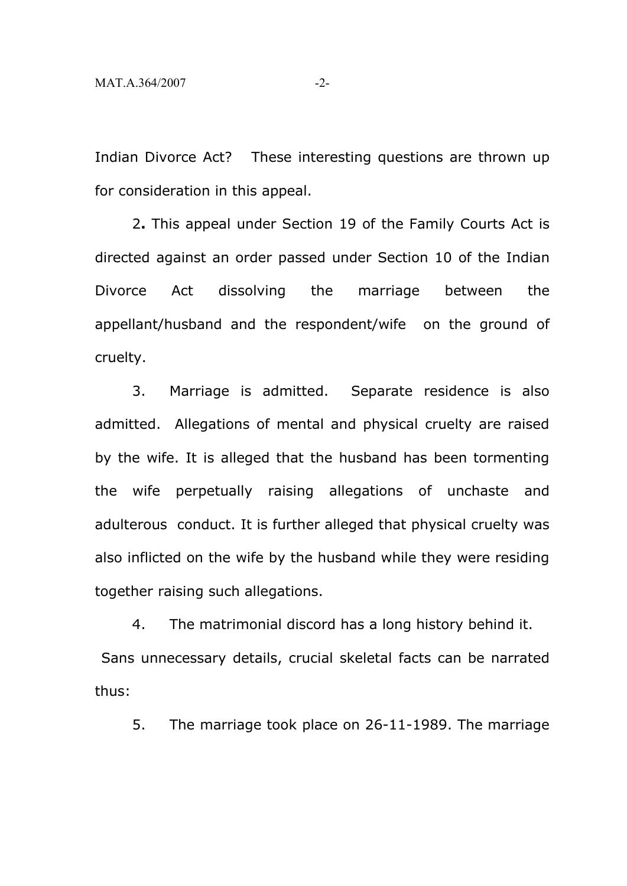Indian Divorce Act? These interesting questions are thrown up for consideration in this appeal.

2**.** This appeal under Section 19 of the Family Courts Act is directed against an order passed under Section 10 of the Indian Divorce Act dissolving the marriage between the appellant/husband and the respondent/wife on the ground of cruelty.

3. Marriage is admitted. Separate residence is also admitted. Allegations of mental and physical cruelty are raised by the wife. It is alleged that the husband has been tormenting the wife perpetually raising allegations of unchaste and adulterous conduct. It is further alleged that physical cruelty was also inflicted on the wife by the husband while they were residing together raising such allegations.

4. The matrimonial discord has a long history behind it. Sans unnecessary details, crucial skeletal facts can be narrated thus:

5. The marriage took place on 26-11-1989. The marriage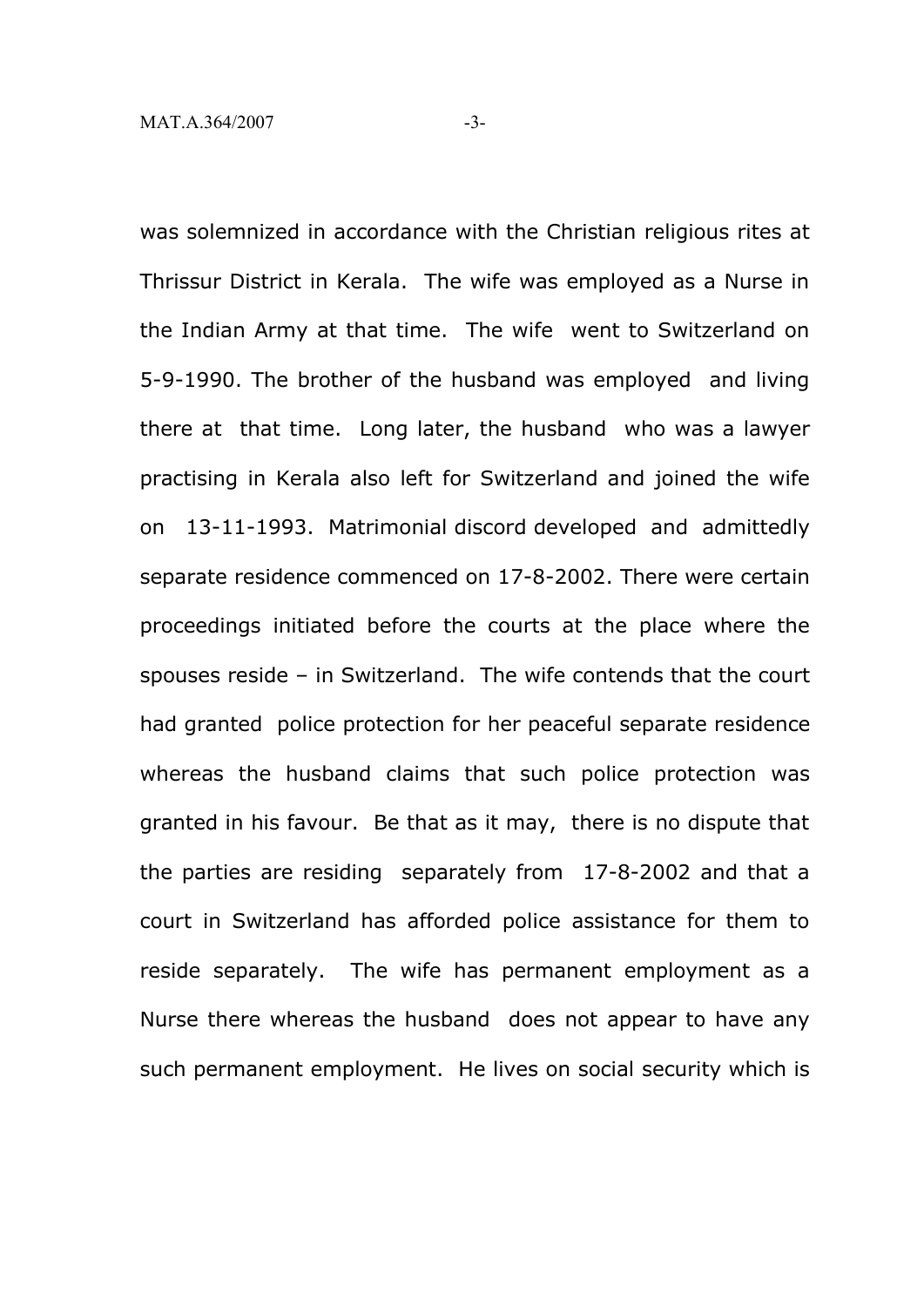was solemnized in accordance with the Christian religious rites at Thrissur District in Kerala. The wife was employed as a Nurse in the Indian Army at that time. The wife went to Switzerland on 5-9-1990. The brother of the husband was employed and living there at that time. Long later, the husband who was a lawyer practising in Kerala also left for Switzerland and joined the wife on 13-11-1993. Matrimonial discord developed and admittedly separate residence commenced on 17-8-2002. There were certain proceedings initiated before the courts at the place where the spouses reside – in Switzerland. The wife contends that the court had granted police protection for her peaceful separate residence whereas the husband claims that such police protection was granted in his favour. Be that as it may, there is no dispute that the parties are residing separately from 17-8-2002 and that a court in Switzerland has afforded police assistance for them to reside separately. The wife has permanent employment as a Nurse there whereas the husband does not appear to have any such permanent employment. He lives on social security which is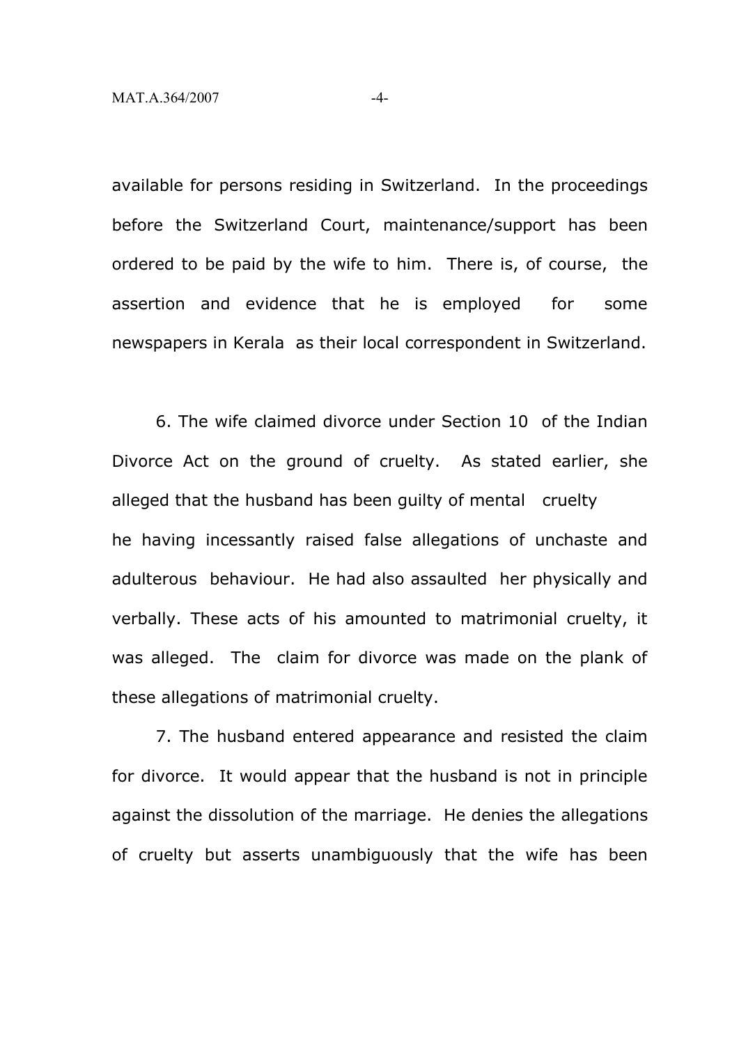available for persons residing in Switzerland. In the proceedings before the Switzerland Court, maintenance/support has been ordered to be paid by the wife to him. There is, of course, the assertion and evidence that he is employed for some newspapers in Kerala as their local correspondent in Switzerland.

6. The wife claimed divorce under Section 10 of the Indian Divorce Act on the ground of cruelty. As stated earlier, she alleged that the husband has been guilty of mental cruelty he having incessantly raised false allegations of unchaste and adulterous behaviour. He had also assaulted her physically and verbally. These acts of his amounted to matrimonial cruelty, it was alleged. The claim for divorce was made on the plank of these allegations of matrimonial cruelty.

7. The husband entered appearance and resisted the claim for divorce. It would appear that the husband is not in principle against the dissolution of the marriage. He denies the allegations of cruelty but asserts unambiguously that the wife has been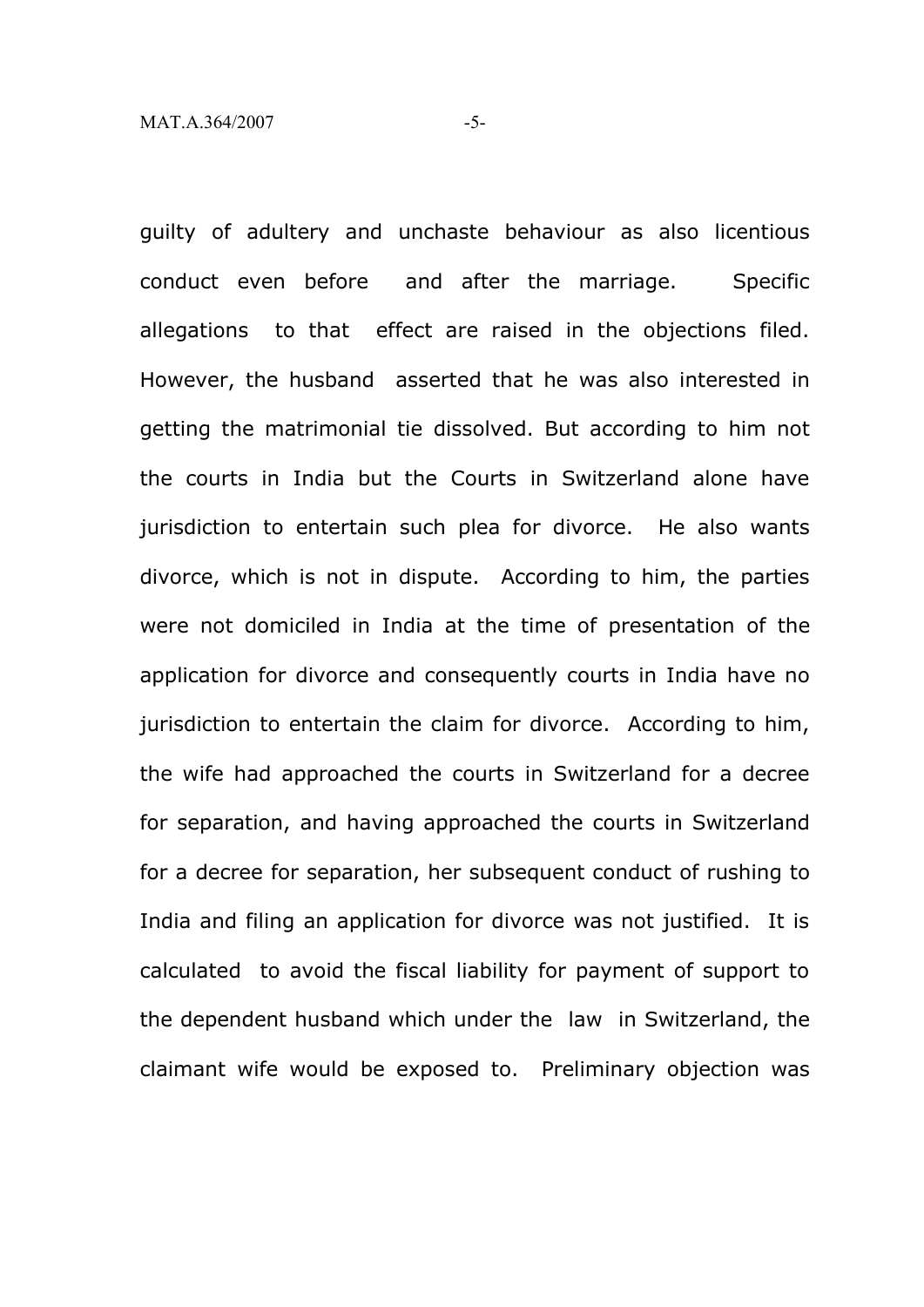guilty of adultery and unchaste behaviour as also licentious conduct even before and after the marriage. Specific allegations to that effect are raised in the objections filed. However, the husband asserted that he was also interested in getting the matrimonial tie dissolved. But according to him not the courts in India but the Courts in Switzerland alone have jurisdiction to entertain such plea for divorce. He also wants divorce, which is not in dispute. According to him, the parties were not domiciled in India at the time of presentation of the application for divorce and consequently courts in India have no jurisdiction to entertain the claim for divorce. According to him, the wife had approached the courts in Switzerland for a decree for separation, and having approached the courts in Switzerland for a decree for separation, her subsequent conduct of rushing to India and filing an application for divorce was not justified. It is calculated to avoid the fiscal liability for payment of support to the dependent husband which under the law in Switzerland, the claimant wife would be exposed to. Preliminary objection was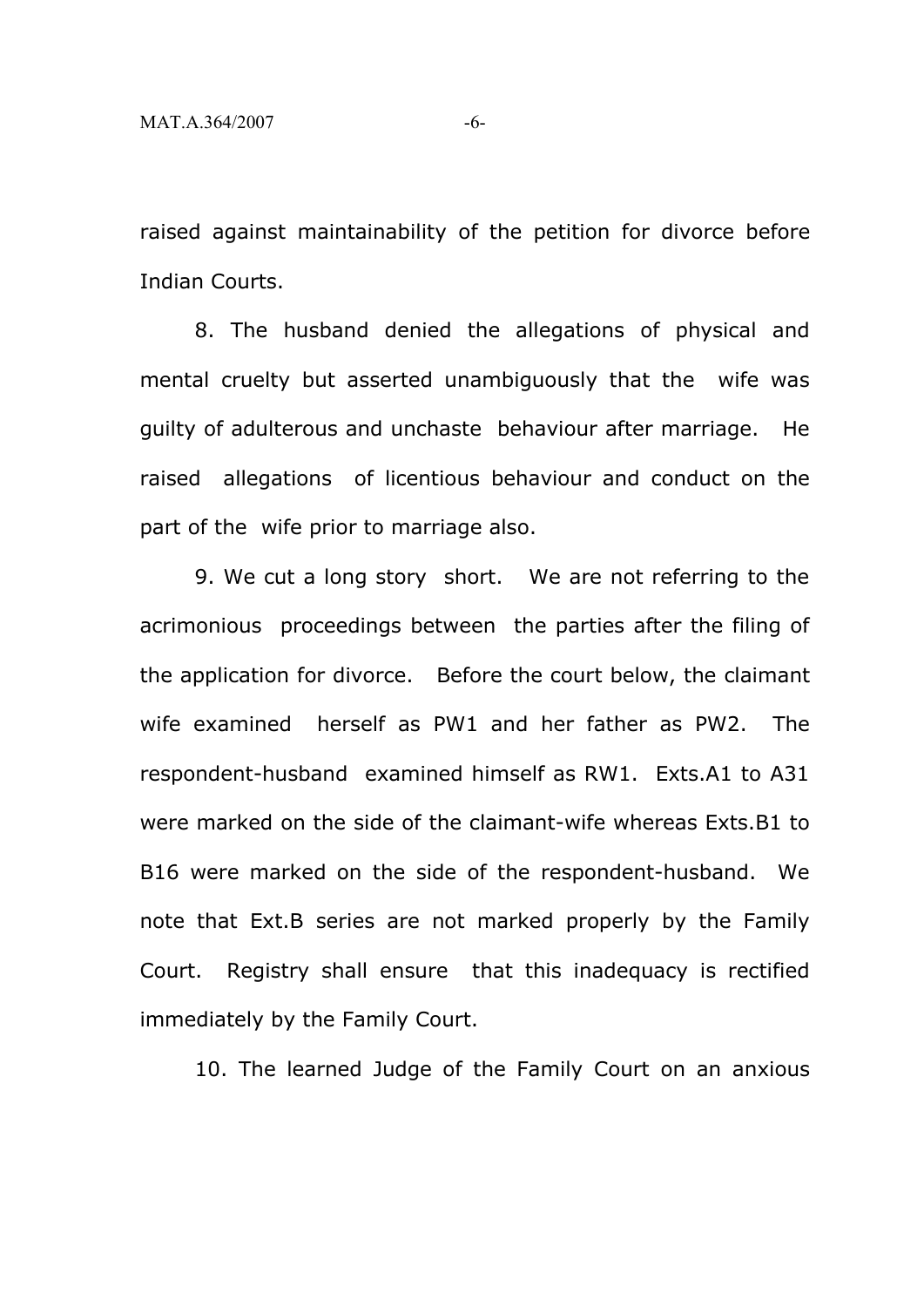raised against maintainability of the petition for divorce before Indian Courts.

8. The husband denied the allegations of physical and mental cruelty but asserted unambiguously that the wife was guilty of adulterous and unchaste behaviour after marriage. He raised allegations of licentious behaviour and conduct on the part of the wife prior to marriage also.

9. We cut a long story short. We are not referring to the acrimonious proceedings between the parties after the filing of the application for divorce. Before the court below, the claimant wife examined herself as PW1 and her father as PW2. The respondent-husband examined himself as RW1. Exts.A1 to A31 were marked on the side of the claimant-wife whereas Exts.B1 to B16 were marked on the side of the respondent-husband. We note that Ext.B series are not marked properly by the Family Court. Registry shall ensure that this inadequacy is rectified immediately by the Family Court.

10. The learned Judge of the Family Court on an anxious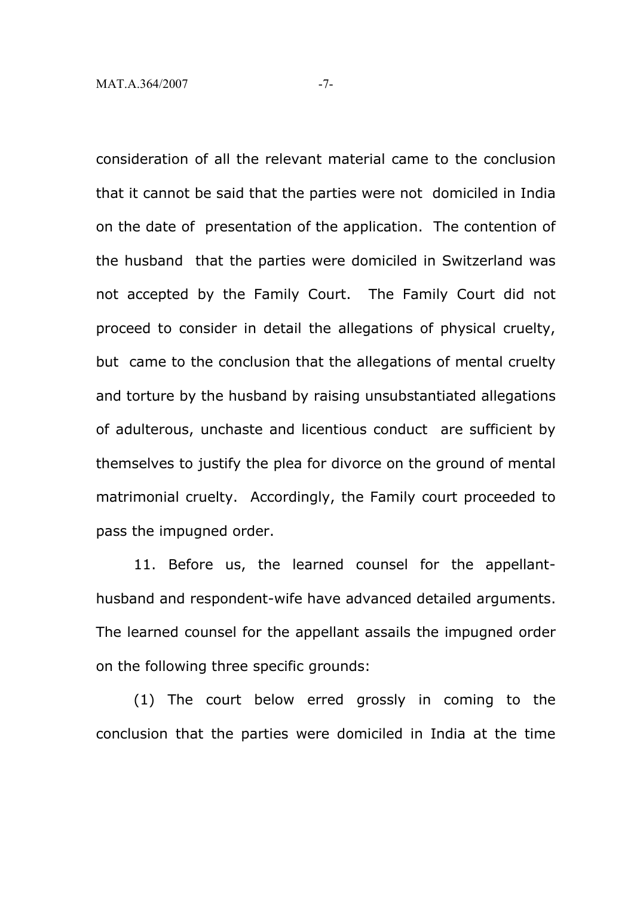consideration of all the relevant material came to the conclusion that it cannot be said that the parties were not domiciled in India on the date of presentation of the application. The contention of the husband that the parties were domiciled in Switzerland was not accepted by the Family Court. The Family Court did not proceed to consider in detail the allegations of physical cruelty, but came to the conclusion that the allegations of mental cruelty and torture by the husband by raising unsubstantiated allegations of adulterous, unchaste and licentious conduct are sufficient by themselves to justify the plea for divorce on the ground of mental matrimonial cruelty. Accordingly, the Family court proceeded to pass the impugned order.

11. Before us, the learned counsel for the appellant-husband and respondent-wife have advanced detailed arguments. The learned counsel for the appellant assails the impugned order on the following three specific grounds:

(1) The court below erred grossly in coming to the conclusion that the parties were domiciled in India at the time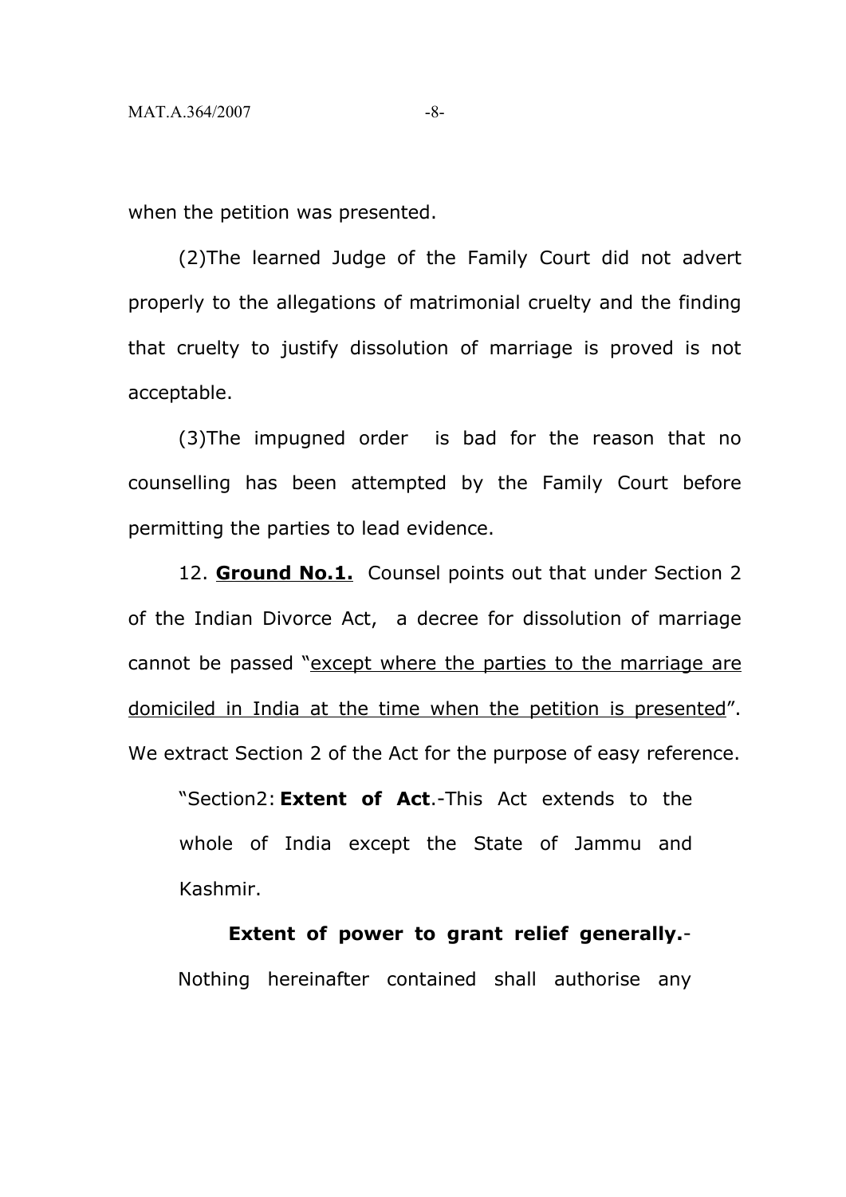when the petition was presented.

(2)The learned Judge of the Family Court did not advert properly to the allegations of matrimonial cruelty and the finding that cruelty to justify dissolution of marriage is proved is not acceptable.

(3)The impugned order is bad for the reason that no counselling has been attempted by the Family Court before permitting the parties to lead evidence.

12. **Ground No.1.** Counsel points out that under Section 2 of the Indian Divorce Act, a decree for dissolution of marriage cannot be passed "except where the parties to the marriage are domiciled in India at the time when the petition is presented". We extract Section 2 of the Act for the purpose of easy reference.

> "Section2: **Extent of Act**.-This Act extends to the whole of India except the State of Jammu and Kashmir.
>
> **Extent of power to grant relief generally.**- Nothing hereinafter contained shall authorise any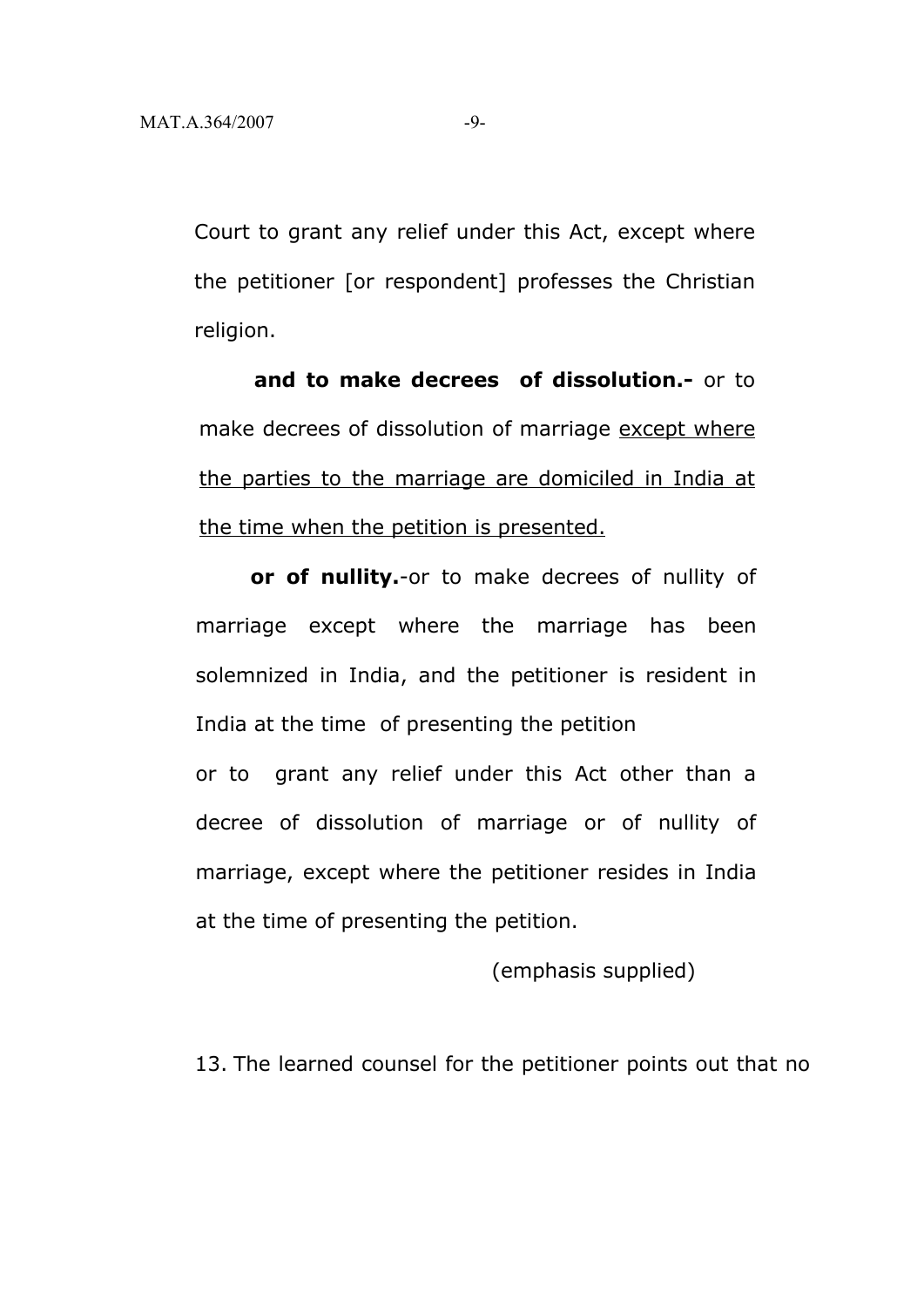Court to grant any relief under this Act, except where the petitioner [or respondent] professes the Christian religion.

**and to make decrees of dissolution.-** or to make decrees of dissolution of marriage <u>except where the parties to the marriage are domiciled in India at the time when the petition is presented.</u>

**or of nullity.**-or to make decrees of nullity of marriage except where the marriage has been solemnized in India, and the petitioner is resident in India at the time of presenting the petition

or to grant any relief under this Act other than a decree of dissolution of marriage or of nullity of marriage, except where the petitioner resides in India at the time of presenting the petition.

(emphasis supplied)

13. The learned counsel for the petitioner points out that no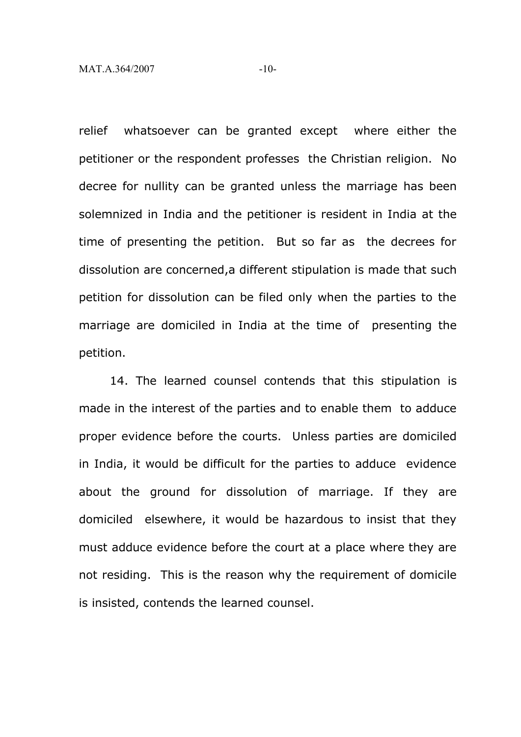relief whatsoever can be granted except where either the petitioner or the respondent professes the Christian religion. No decree for nullity can be granted unless the marriage has been solemnized in India and the petitioner is resident in India at the time of presenting the petition. But so far as the decrees for dissolution are concerned,a different stipulation is made that such petition for dissolution can be filed only when the parties to the marriage are domiciled in India at the time of presenting the petition.

14. The learned counsel contends that this stipulation is made in the interest of the parties and to enable them to adduce proper evidence before the courts. Unless parties are domiciled in India, it would be difficult for the parties to adduce evidence about the ground for dissolution of marriage. If they are domiciled elsewhere, it would be hazardous to insist that they must adduce evidence before the court at a place where they are not residing. This is the reason why the requirement of domicile is insisted, contends the learned counsel.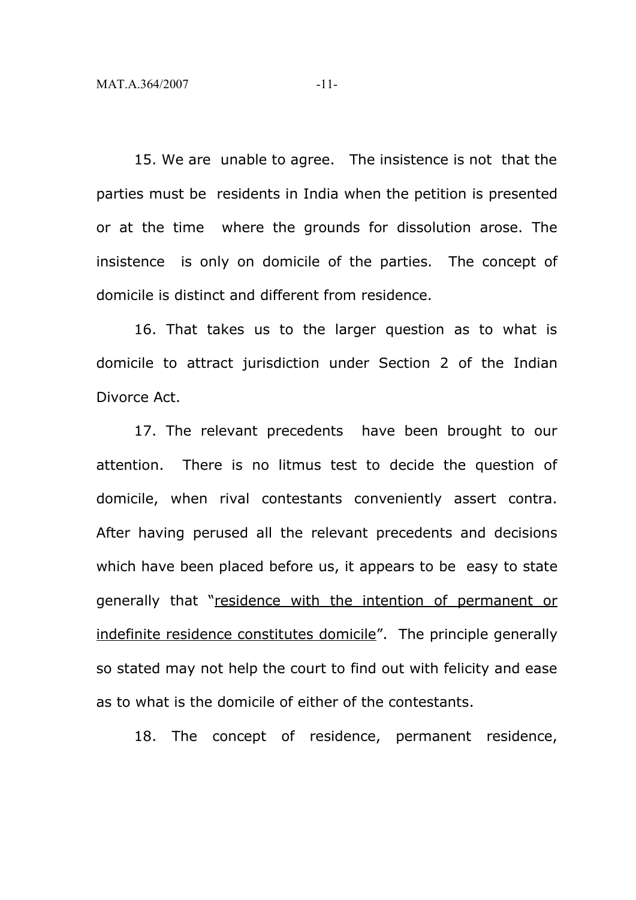15. We are unable to agree. The insistence is not that the parties must be residents in India when the petition is presented or at the time where the grounds for dissolution arose. The insistence is only on domicile of the parties. The concept of domicile is distinct and different from residence.

16. That takes us to the larger question as to what is domicile to attract jurisdiction under Section 2 of the Indian Divorce Act.

17. The relevant precedents have been brought to our attention. There is no litmus test to decide the question of domicile, when rival contestants conveniently assert contra. After having perused all the relevant precedents and decisions which have been placed before us, it appears to be easy to state generally that "<u>residence with the intention of permanent or indefinite residence constitutes domicile</u>". The principle generally so stated may not help the court to find out with felicity and ease as to what is the domicile of either of the contestants.

18. The concept of residence, permanent residence,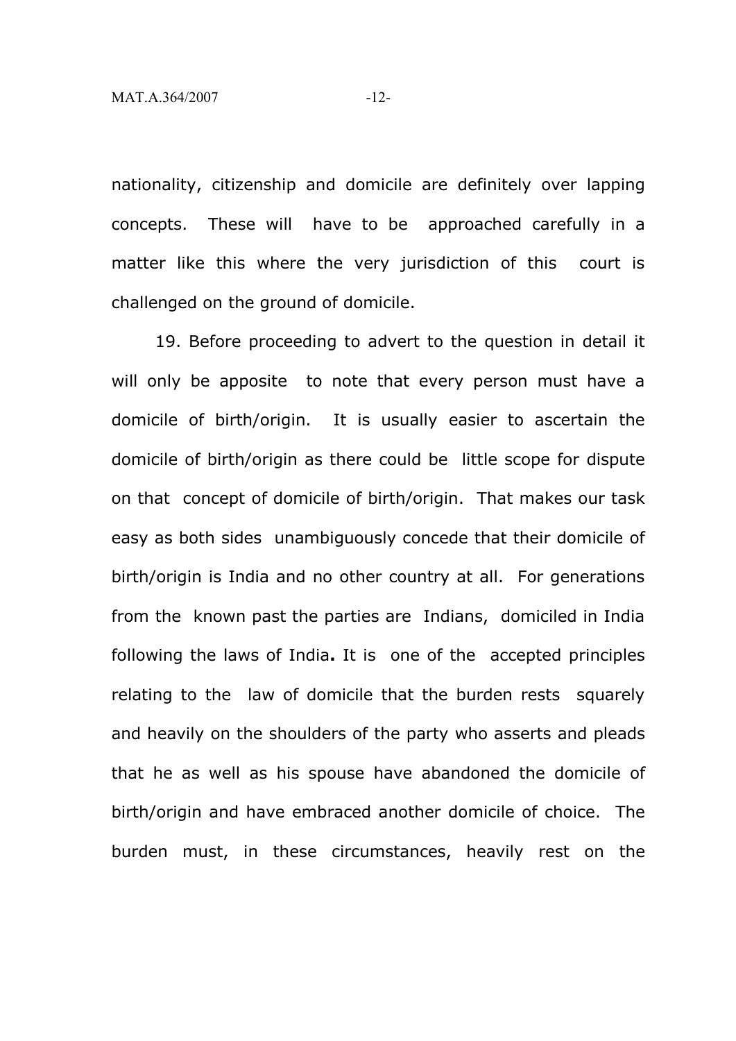nationality, citizenship and domicile are definitely over lapping concepts. These will have to be approached carefully in a matter like this where the very jurisdiction of this court is challenged on the ground of domicile.

19. Before proceeding to advert to the question in detail it will only be apposite to note that every person must have a domicile of birth/origin. It is usually easier to ascertain the domicile of birth/origin as there could be little scope for dispute on that concept of domicile of birth/origin. That makes our task easy as both sides unambiguously concede that their domicile of birth/origin is India and no other country at all. For generations from the known past the parties are Indians, domiciled in India following the laws of India**.** It is one of the accepted principles relating to the law of domicile that the burden rests squarely and heavily on the shoulders of the party who asserts and pleads that he as well as his spouse have abandoned the domicile of birth/origin and have embraced another domicile of choice. The burden must, in these circumstances, heavily rest on the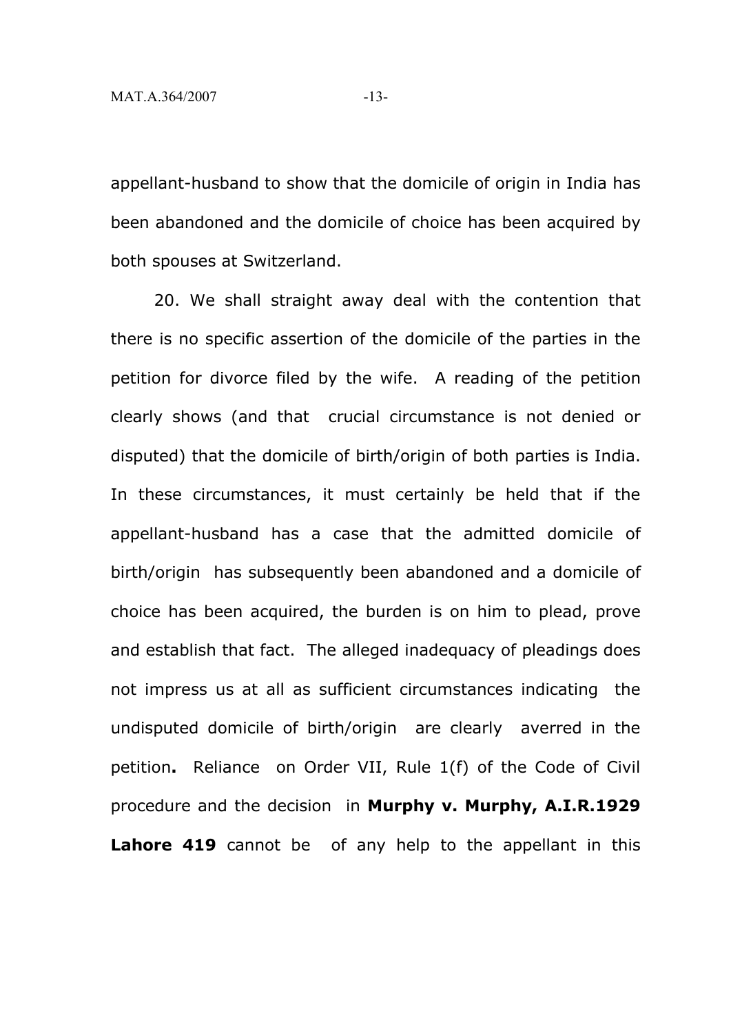appellant-husband to show that the domicile of origin in India has been abandoned and the domicile of choice has been acquired by both spouses at Switzerland.

20. We shall straight away deal with the contention that there is no specific assertion of the domicile of the parties in the petition for divorce filed by the wife. A reading of the petition clearly shows (and that crucial circumstance is not denied or disputed) that the domicile of birth/origin of both parties is India. In these circumstances, it must certainly be held that if the appellant-husband has a case that the admitted domicile of birth/origin has subsequently been abandoned and a domicile of choice has been acquired, the burden is on him to plead, prove and establish that fact. The alleged inadequacy of pleadings does not impress us at all as sufficient circumstances indicating the undisputed domicile of birth/origin are clearly averred in the petition**.** Reliance on Order VII, Rule 1(f) of the Code of Civil procedure and the decision in **Murphy v. Murphy, A.I.R.1929 Lahore 419** cannot be of any help to the appellant in this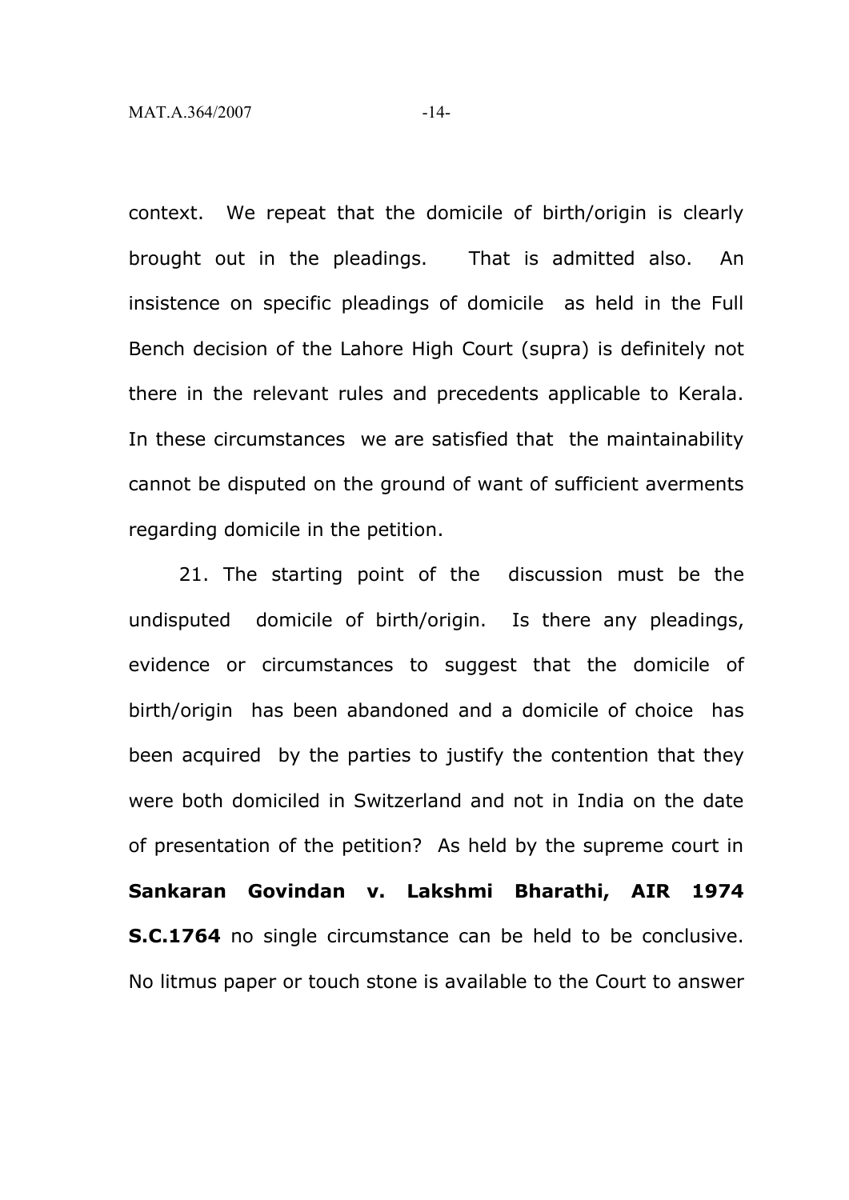context. We repeat that the domicile of birth/origin is clearly brought out in the pleadings. That is admitted also. An insistence on specific pleadings of domicile as held in the Full Bench decision of the Lahore High Court (supra) is definitely not there in the relevant rules and precedents applicable to Kerala. In these circumstances we are satisfied that the maintainability cannot be disputed on the ground of want of sufficient averments regarding domicile in the petition.

21. The starting point of the discussion must be the undisputed domicile of birth/origin. Is there any pleadings, evidence or circumstances to suggest that the domicile of birth/origin has been abandoned and a domicile of choice has been acquired by the parties to justify the contention that they were both domiciled in Switzerland and not in India on the date of presentation of the petition? As held by the supreme court in **Sankaran Govindan v. Lakshmi Bharathi, AIR 1974 S.C.1764** no single circumstance can be held to be conclusive. No litmus paper or touch stone is available to the Court to answer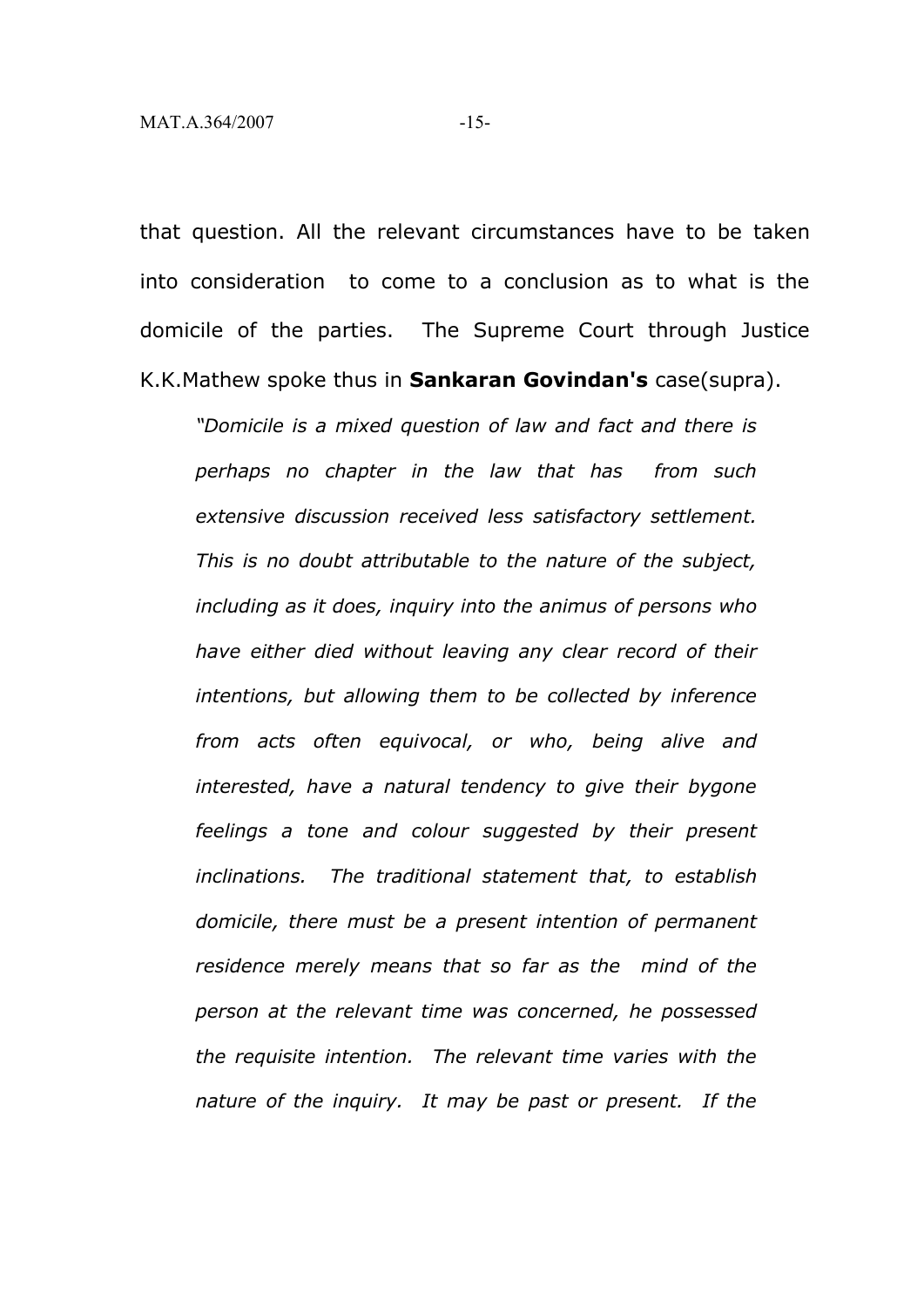that question. All the relevant circumstances have to be taken into consideration to come to a conclusion as to what is the domicile of the parties. The Supreme Court through Justice K.K.Mathew spoke thus in **Sankaran Govindan's** case(supra).

> *"Domicile is a mixed question of law and fact and there is perhaps no chapter in the law that has from such extensive discussion received less satisfactory settlement. This is no doubt attributable to the nature of the subject, including as it does, inquiry into the animus of persons who have either died without leaving any clear record of their intentions, but allowing them to be collected by inference from acts often equivocal, or who, being alive and interested, have a natural tendency to give their bygone feelings a tone and colour suggested by their present inclinations. The traditional statement that, to establish domicile, there must be a present intention of permanent residence merely means that so far as the mind of the person at the relevant time was concerned, he possessed the requisite intention. The relevant time varies with the nature of the inquiry. It may be past or present. If the*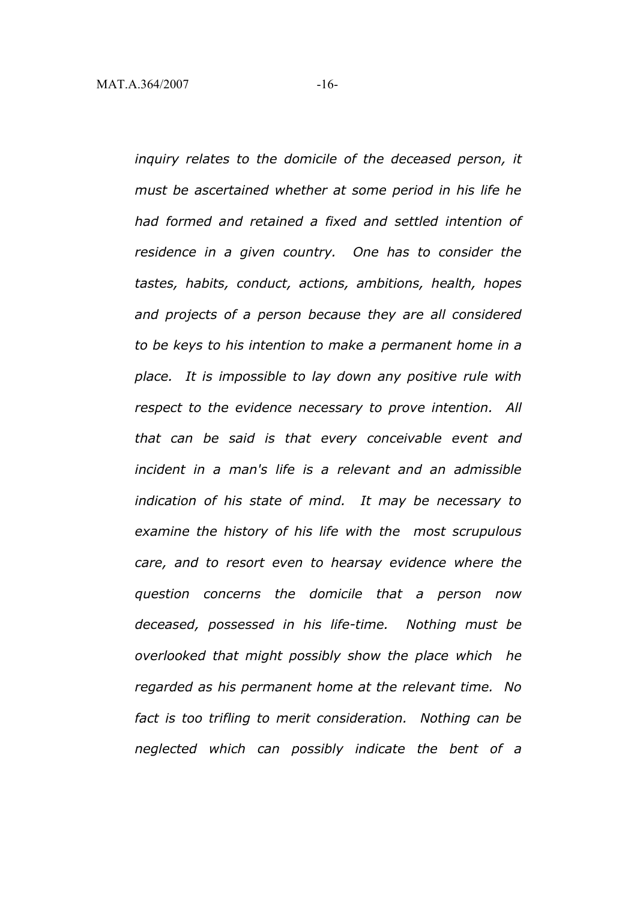*inquiry relates to the domicile of the deceased person, it must be ascertained whether at some period in his life he had formed and retained a fixed and settled intention of residence in a given country. One has to consider the tastes, habits, conduct, actions, ambitions, health, hopes and projects of a person because they are all considered to be keys to his intention to make a permanent home in a place. It is impossible to lay down any positive rule with respect to the evidence necessary to prove intention. All that can be said is that every conceivable event and incident in a man's life is a relevant and an admissible indication of his state of mind. It may be necessary to examine the history of his life with the most scrupulous care, and to resort even to hearsay evidence where the question concerns the domicile that a person now deceased, possessed in his life-time. Nothing must be overlooked that might possibly show the place which he regarded as his permanent home at the relevant time. No fact is too trifling to merit consideration. Nothing can be neglected which can possibly indicate the bent of a*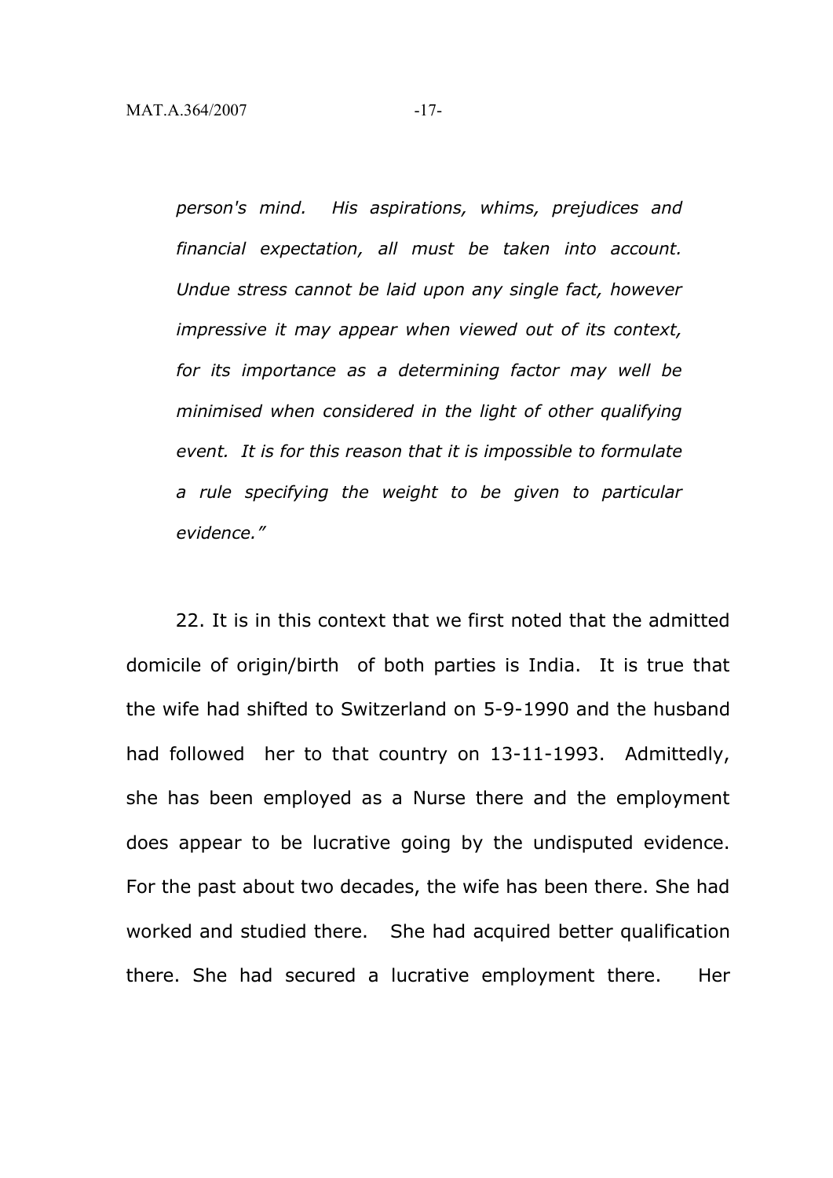*person's mind. His aspirations, whims, prejudices and financial expectation, all must be taken into account. Undue stress cannot be laid upon any single fact, however impressive it may appear when viewed out of its context, for its importance as a determining factor may well be minimised when considered in the light of other qualifying event. It is for this reason that it is impossible to formulate a rule specifying the weight to be given to particular evidence."*

22. It is in this context that we first noted that the admitted domicile of origin/birth of both parties is India. It is true that the wife had shifted to Switzerland on 5-9-1990 and the husband had followed her to that country on 13-11-1993. Admittedly, she has been employed as a Nurse there and the employment does appear to be lucrative going by the undisputed evidence. For the past about two decades, the wife has been there. She had worked and studied there. She had acquired better qualification there. She had secured a lucrative employment there. Her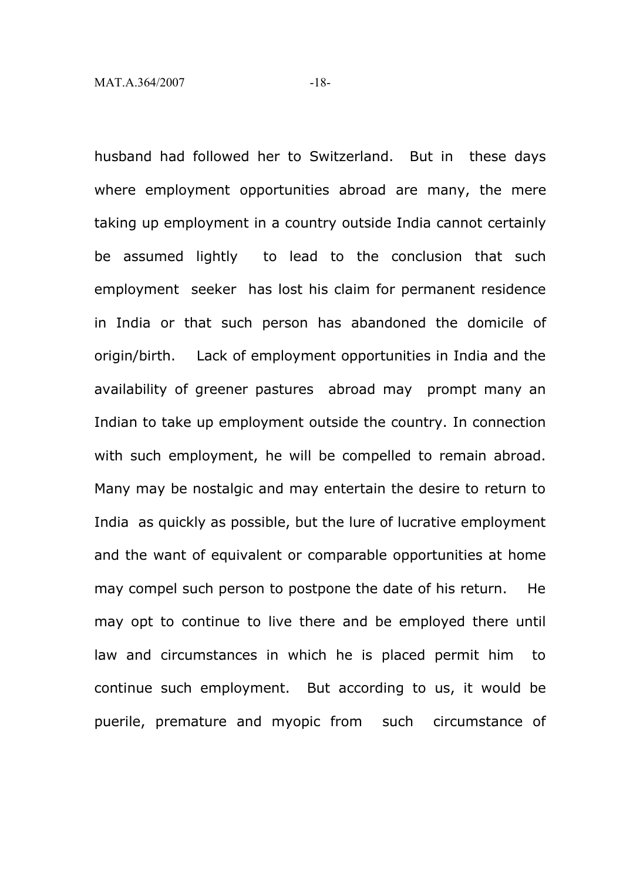husband had followed her to Switzerland. But in these days where employment opportunities abroad are many, the mere taking up employment in a country outside India cannot certainly be assumed lightly to lead to the conclusion that such employment seeker has lost his claim for permanent residence in India or that such person has abandoned the domicile of origin/birth. Lack of employment opportunities in India and the availability of greener pastures abroad may prompt many an Indian to take up employment outside the country. In connection with such employment, he will be compelled to remain abroad. Many may be nostalgic and may entertain the desire to return to India as quickly as possible, but the lure of lucrative employment and the want of equivalent or comparable opportunities at home may compel such person to postpone the date of his return. He may opt to continue to live there and be employed there until law and circumstances in which he is placed permit him to continue such employment. But according to us, it would be puerile, premature and myopic from such circumstance of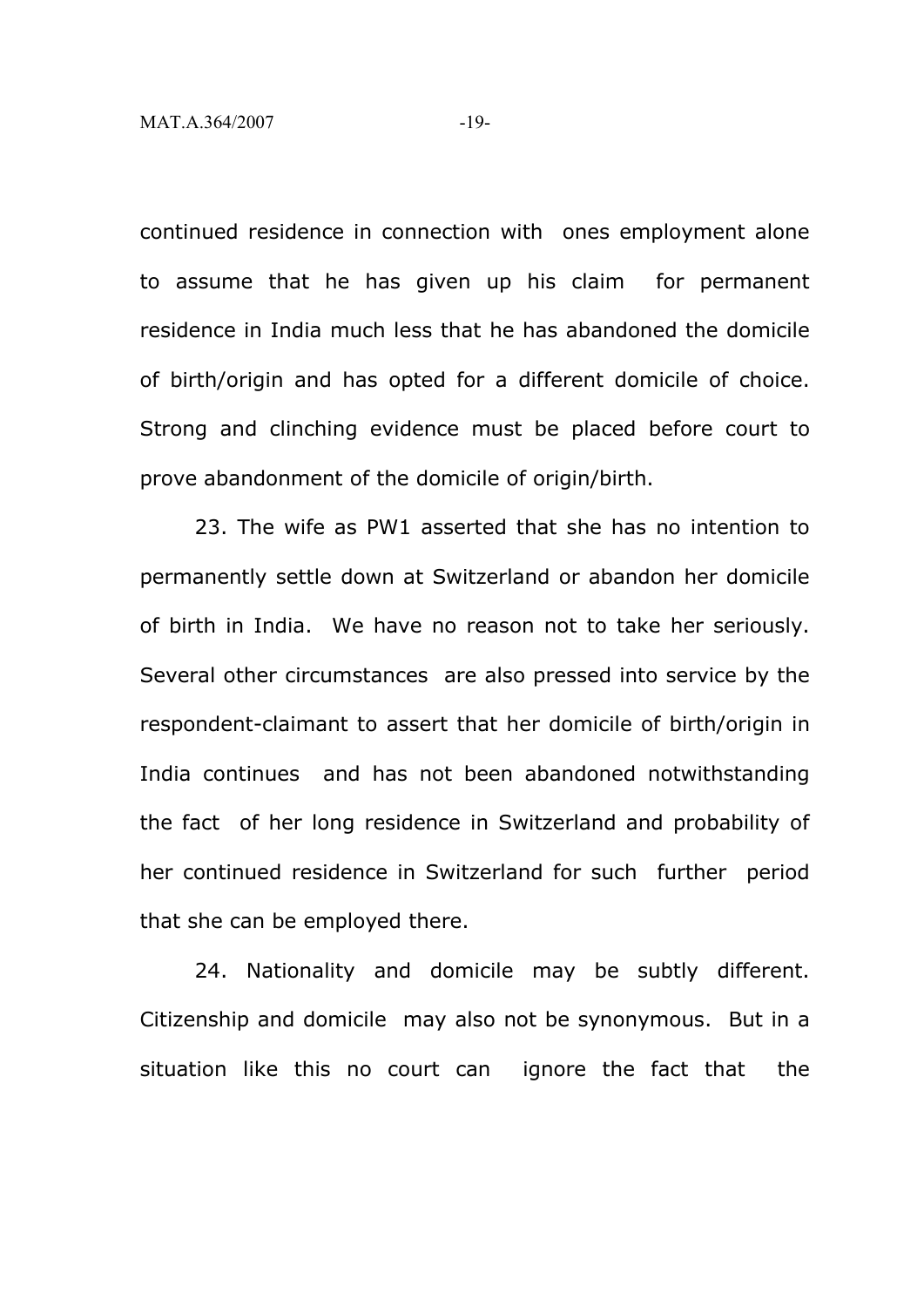continued residence in connection with ones employment alone to assume that he has given up his claim for permanent residence in India much less that he has abandoned the domicile of birth/origin and has opted for a different domicile of choice. Strong and clinching evidence must be placed before court to prove abandonment of the domicile of origin/birth.

23. The wife as PW1 asserted that she has no intention to permanently settle down at Switzerland or abandon her domicile of birth in India. We have no reason not to take her seriously. Several other circumstances are also pressed into service by the respondent-claimant to assert that her domicile of birth/origin in India continues and has not been abandoned notwithstanding the fact of her long residence in Switzerland and probability of her continued residence in Switzerland for such further period that she can be employed there.

24. Nationality and domicile may be subtly different. Citizenship and domicile may also not be synonymous. But in a situation like this no court can ignore the fact that the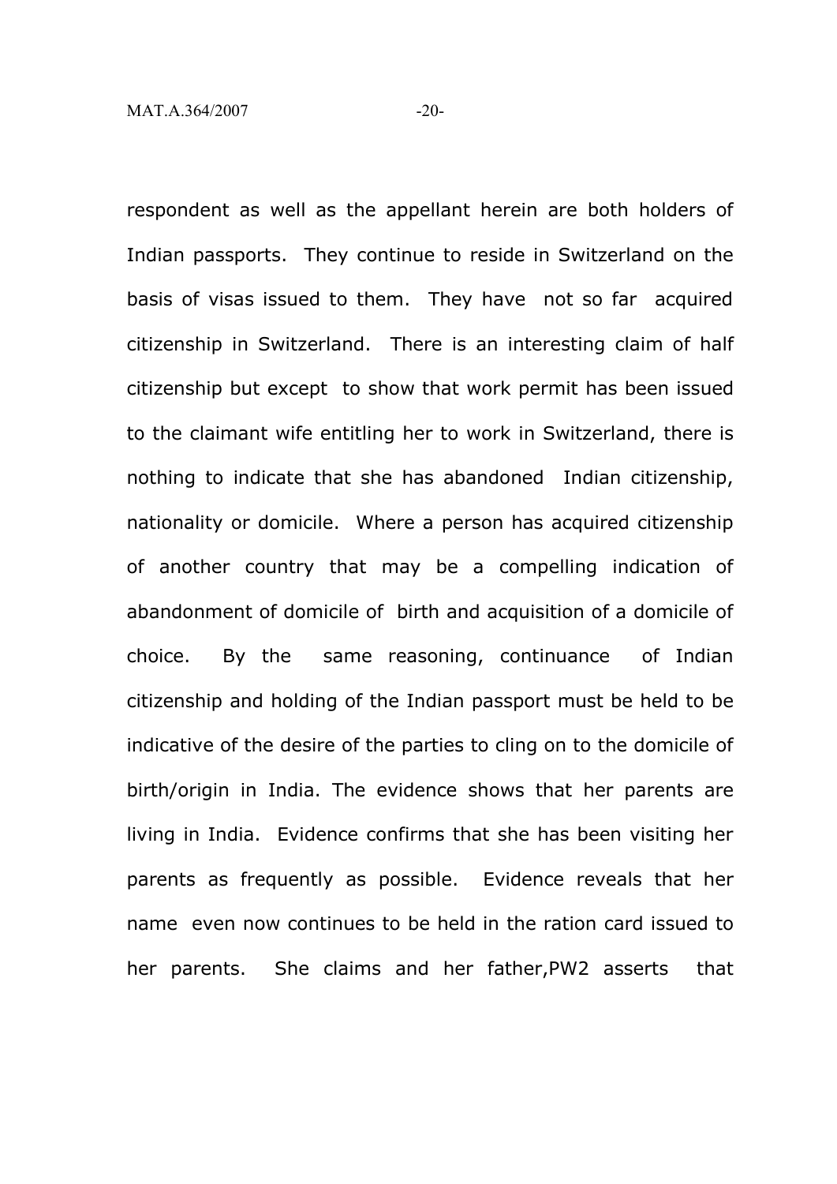respondent as well as the appellant herein are both holders of Indian passports. They continue to reside in Switzerland on the basis of visas issued to them. They have not so far acquired citizenship in Switzerland. There is an interesting claim of half citizenship but except to show that work permit has been issued to the claimant wife entitling her to work in Switzerland, there is nothing to indicate that she has abandoned Indian citizenship, nationality or domicile. Where a person has acquired citizenship of another country that may be a compelling indication of abandonment of domicile of birth and acquisition of a domicile of choice. By the same reasoning, continuance of Indian citizenship and holding of the Indian passport must be held to be indicative of the desire of the parties to cling on to the domicile of birth/origin in India. The evidence shows that her parents are living in India. Evidence confirms that she has been visiting her parents as frequently as possible. Evidence reveals that her name even now continues to be held in the ration card issued to her parents. She claims and her father,PW2 asserts that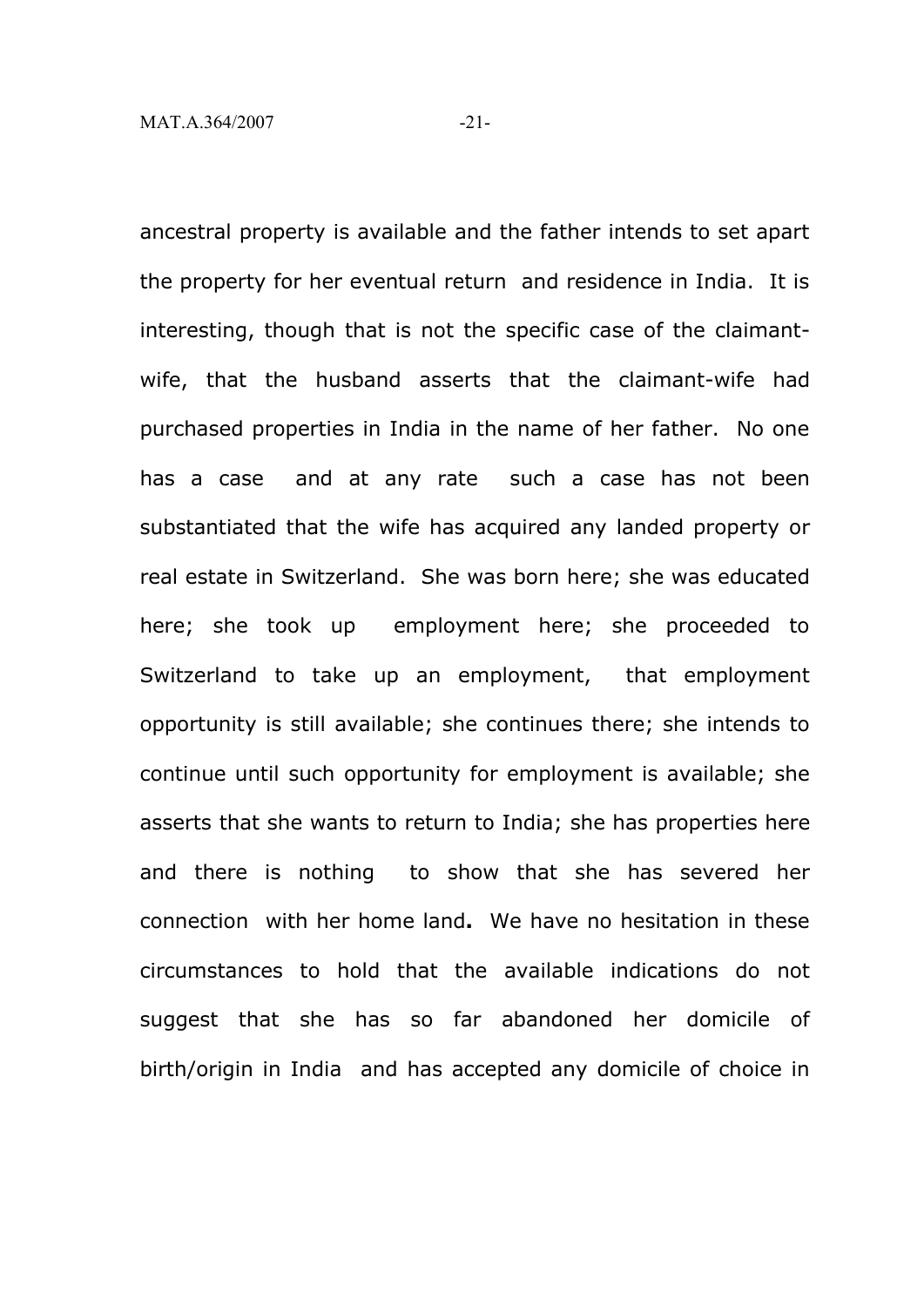ancestral property is available and the father intends to set apart the property for her eventual return and residence in India. It is interesting, though that is not the specific case of the claimant-wife, that the husband asserts that the claimant-wife had purchased properties in India in the name of her father. No one has a case and at any rate such a case has not been substantiated that the wife has acquired any landed property or real estate in Switzerland. She was born here; she was educated here; she took up employment here; she proceeded to Switzerland to take up an employment, that employment opportunity is still available; she continues there; she intends to continue until such opportunity for employment is available; she asserts that she wants to return to India; she has properties here and there is nothing to show that she has severed her connection with her home land**.** We have no hesitation in these circumstances to hold that the available indications do not suggest that she has so far abandoned her domicile of birth/origin in India and has accepted any domicile of choice in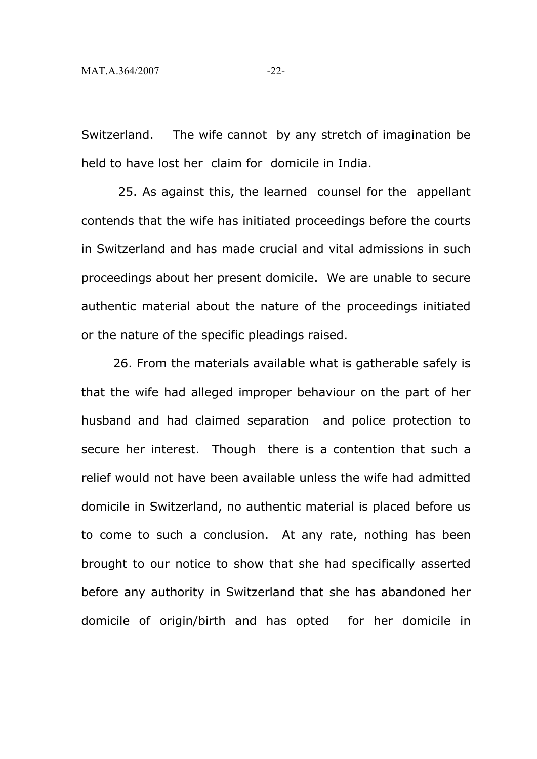Switzerland. The wife cannot by any stretch of imagination be held to have lost her claim for domicile in India.

25. As against this, the learned counsel for the appellant contends that the wife has initiated proceedings before the courts in Switzerland and has made crucial and vital admissions in such proceedings about her present domicile. We are unable to secure authentic material about the nature of the proceedings initiated or the nature of the specific pleadings raised.

26. From the materials available what is gatherable safely is that the wife had alleged improper behaviour on the part of her husband and had claimed separation and police protection to secure her interest. Though there is a contention that such a relief would not have been available unless the wife had admitted domicile in Switzerland, no authentic material is placed before us to come to such a conclusion. At any rate, nothing has been brought to our notice to show that she had specifically asserted before any authority in Switzerland that she has abandoned her domicile of origin/birth and has opted for her domicile in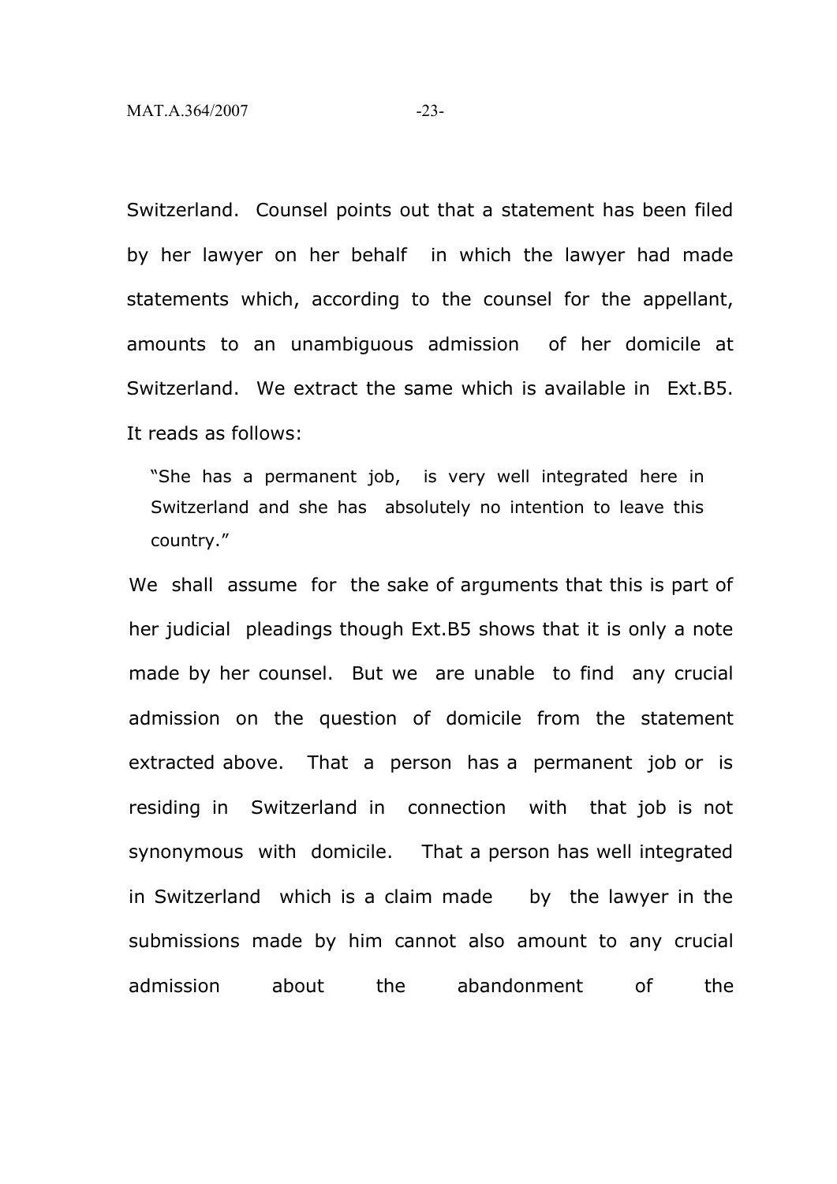Switzerland. Counsel points out that a statement has been filed by her lawyer on her behalf in which the lawyer had made statements which, according to the counsel for the appellant, amounts to an unambiguous admission of her domicile at Switzerland. We extract the same which is available in Ext.B5. It reads as follows:

> "She has a permanent job, is very well integrated here in Switzerland and she has absolutely no intention to leave this country."

We shall assume for the sake of arguments that this is part of her judicial pleadings though Ext.B5 shows that it is only a note made by her counsel. But we are unable to find any crucial admission on the question of domicile from the statement extracted above. That a person has a permanent job or is residing in Switzerland in connection with that job is not synonymous with domicile. That a person has well integrated in Switzerland which is a claim made by the lawyer in the submissions made by him cannot also amount to any crucial admission about the abandonment of the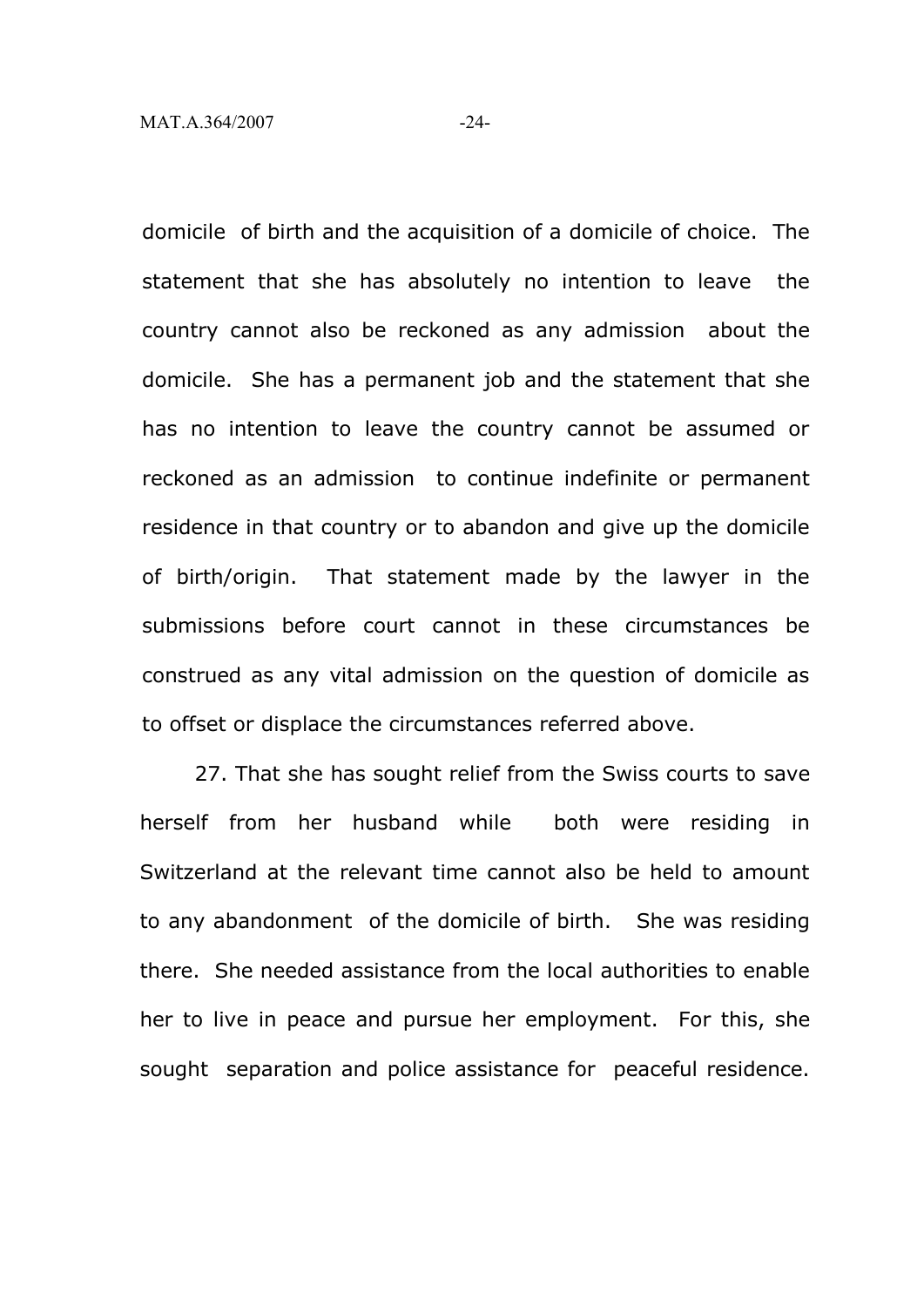domicile of birth and the acquisition of a domicile of choice. The statement that she has absolutely no intention to leave the country cannot also be reckoned as any admission about the domicile. She has a permanent job and the statement that she has no intention to leave the country cannot be assumed or reckoned as an admission to continue indefinite or permanent residence in that country or to abandon and give up the domicile of birth/origin. That statement made by the lawyer in the submissions before court cannot in these circumstances be construed as any vital admission on the question of domicile as to offset or displace the circumstances referred above.

27. That she has sought relief from the Swiss courts to save herself from her husband while both were residing in Switzerland at the relevant time cannot also be held to amount to any abandonment of the domicile of birth. She was residing there. She needed assistance from the local authorities to enable her to live in peace and pursue her employment. For this, she sought separation and police assistance for peaceful residence.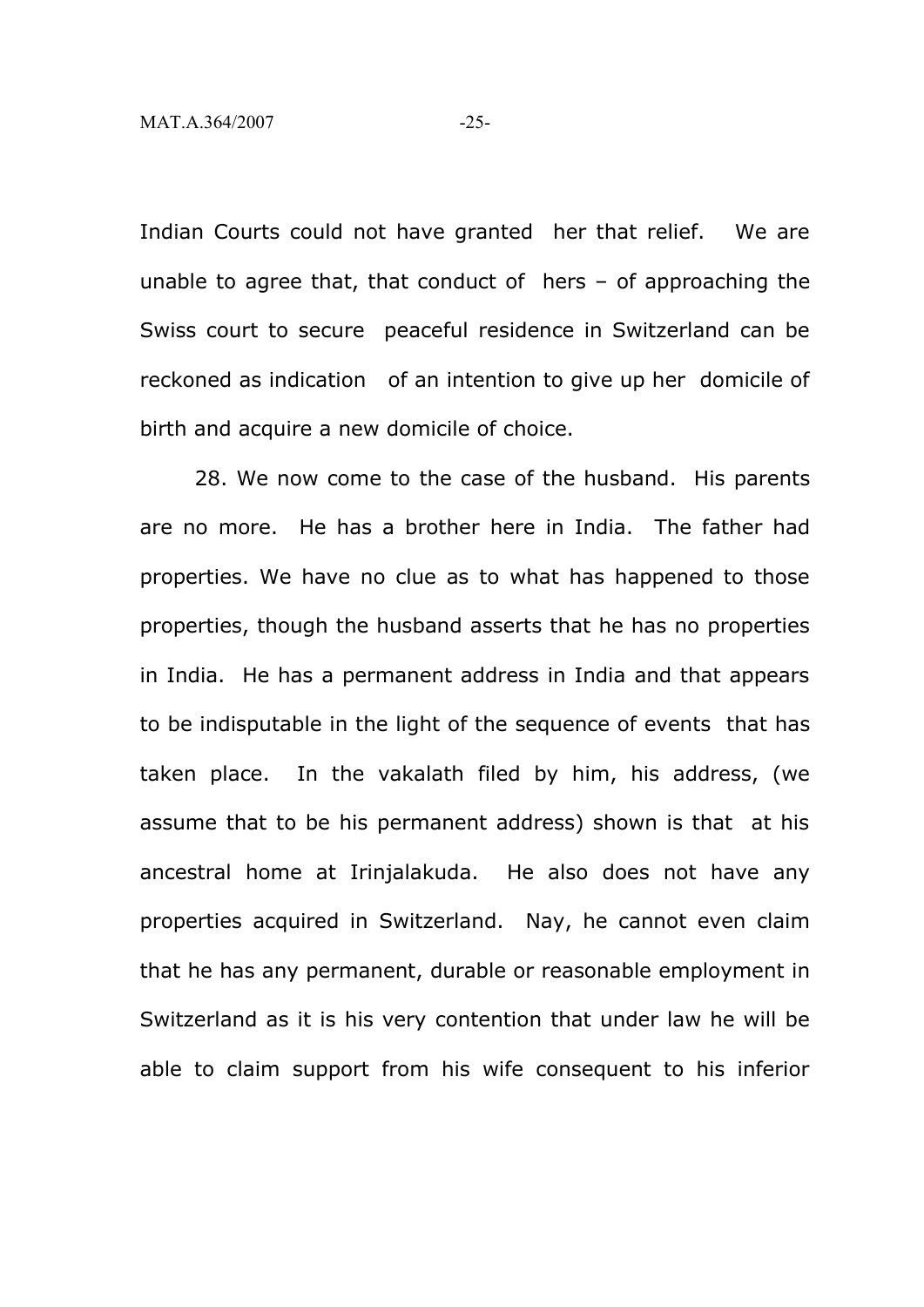Indian Courts could not have granted her that relief. We are unable to agree that, that conduct of hers – of approaching the Swiss court to secure peaceful residence in Switzerland can be reckoned as indication of an intention to give up her domicile of birth and acquire a new domicile of choice.

28. We now come to the case of the husband. His parents are no more. He has a brother here in India. The father had properties. We have no clue as to what has happened to those properties, though the husband asserts that he has no properties in India. He has a permanent address in India and that appears to be indisputable in the light of the sequence of events that has taken place. In the vakalath filed by him, his address, (we assume that to be his permanent address) shown is that at his ancestral home at Irinjalakuda. He also does not have any properties acquired in Switzerland. Nay, he cannot even claim that he has any permanent, durable or reasonable employment in Switzerland as it is his very contention that under law he will be able to claim support from his wife consequent to his inferior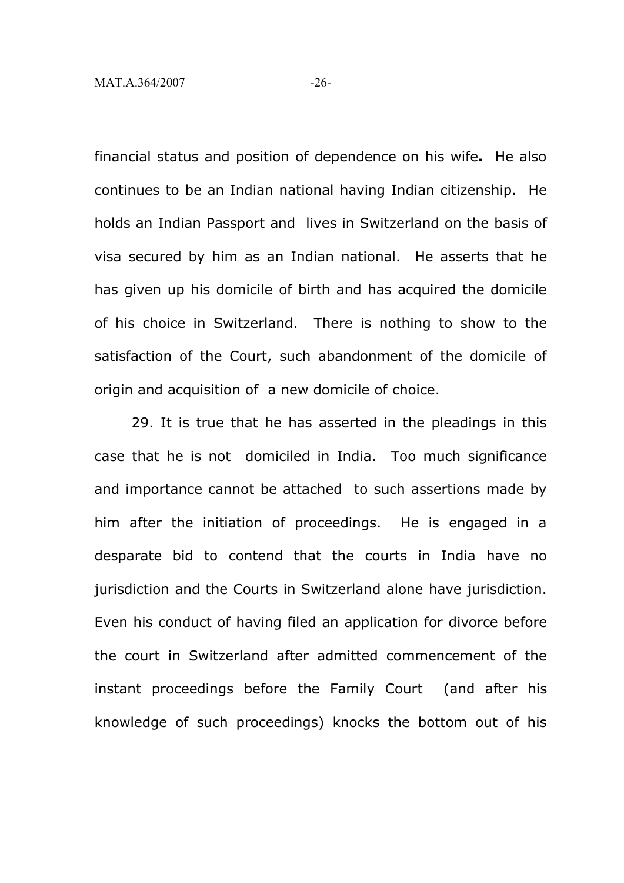financial status and position of dependence on his wife**.** He also continues to be an Indian national having Indian citizenship. He holds an Indian Passport and lives in Switzerland on the basis of visa secured by him as an Indian national. He asserts that he has given up his domicile of birth and has acquired the domicile of his choice in Switzerland. There is nothing to show to the satisfaction of the Court, such abandonment of the domicile of origin and acquisition of a new domicile of choice.

29. It is true that he has asserted in the pleadings in this case that he is not domiciled in India. Too much significance and importance cannot be attached to such assertions made by him after the initiation of proceedings. He is engaged in a desparate bid to contend that the courts in India have no jurisdiction and the Courts in Switzerland alone have jurisdiction. Even his conduct of having filed an application for divorce before the court in Switzerland after admitted commencement of the instant proceedings before the Family Court (and after his knowledge of such proceedings) knocks the bottom out of his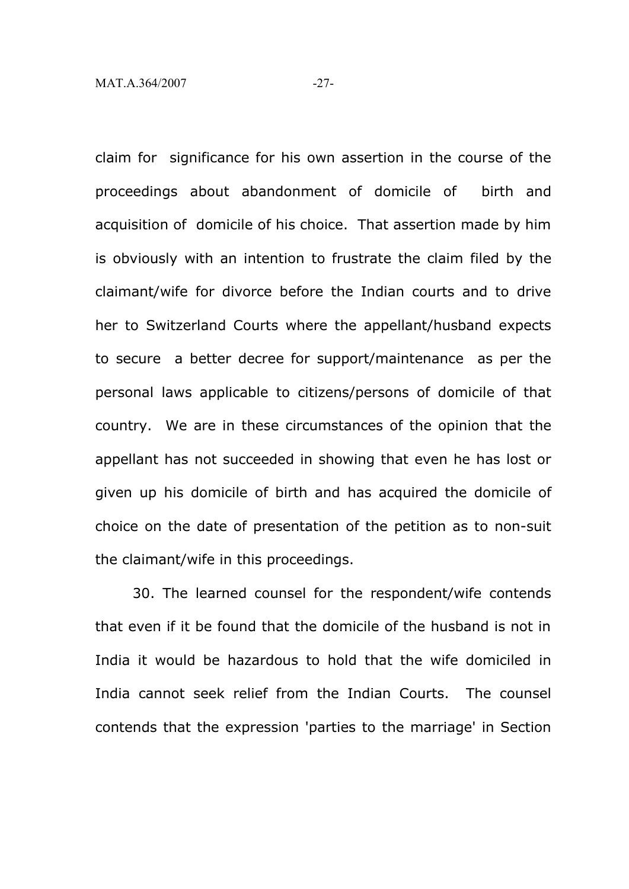claim for significance for his own assertion in the course of the proceedings about abandonment of domicile of birth and acquisition of domicile of his choice. That assertion made by him is obviously with an intention to frustrate the claim filed by the claimant/wife for divorce before the Indian courts and to drive her to Switzerland Courts where the appellant/husband expects to secure a better decree for support/maintenance as per the personal laws applicable to citizens/persons of domicile of that country. We are in these circumstances of the opinion that the appellant has not succeeded in showing that even he has lost or given up his domicile of birth and has acquired the domicile of choice on the date of presentation of the petition as to non-suit the claimant/wife in this proceedings.

30. The learned counsel for the respondent/wife contends that even if it be found that the domicile of the husband is not in India it would be hazardous to hold that the wife domiciled in India cannot seek relief from the Indian Courts. The counsel contends that the expression 'parties to the marriage' in Section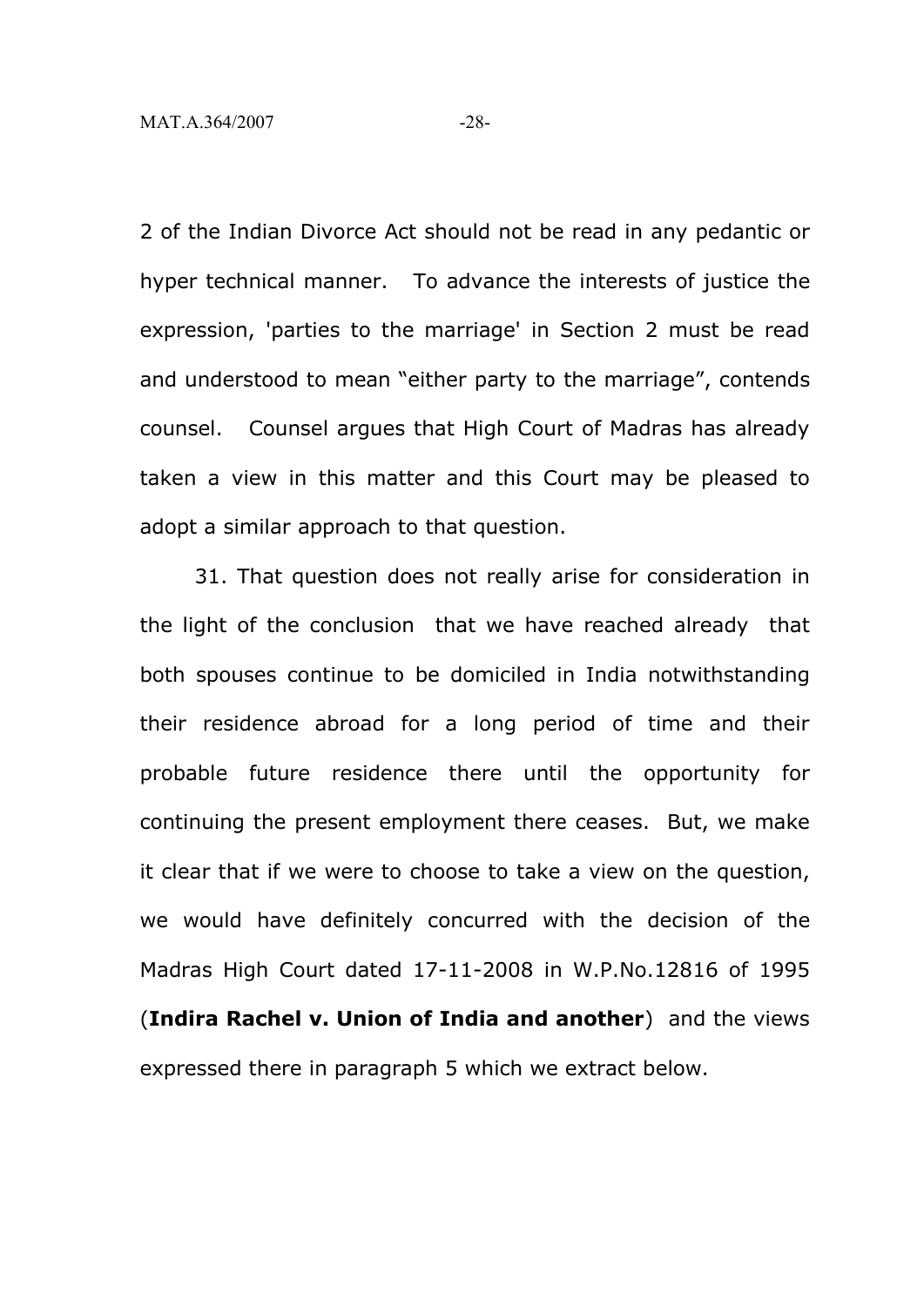2 of the Indian Divorce Act should not be read in any pedantic or hyper technical manner. To advance the interests of justice the expression, 'parties to the marriage' in Section 2 must be read and understood to mean "either party to the marriage", contends counsel. Counsel argues that High Court of Madras has already taken a view in this matter and this Court may be pleased to adopt a similar approach to that question.

31. That question does not really arise for consideration in the light of the conclusion that we have reached already that both spouses continue to be domiciled in India notwithstanding their residence abroad for a long period of time and their probable future residence there until the opportunity for continuing the present employment there ceases. But, we make it clear that if we were to choose to take a view on the question, we would have definitely concurred with the decision of the Madras High Court dated 17-11-2008 in W.P.No.12816 of 1995 (**Indira Rachel v. Union of India and another**) and the views expressed there in paragraph 5 which we extract below.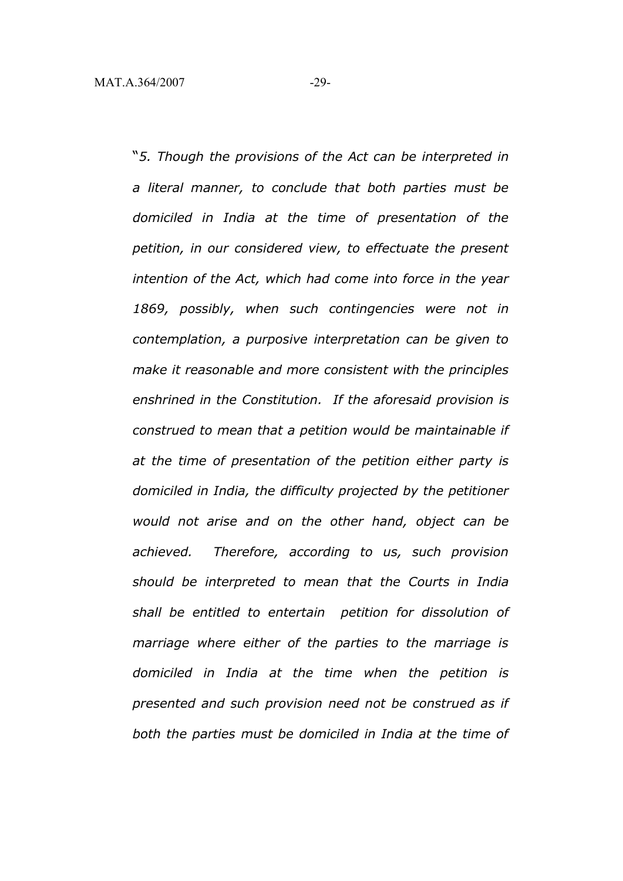*"5. Though the provisions of the Act can be interpreted in a literal manner, to conclude that both parties must be domiciled in India at the time of presentation of the petition, in our considered view, to effectuate the present intention of the Act, which had come into force in the year 1869, possibly, when such contingencies were not in contemplation, a purposive interpretation can be given to make it reasonable and more consistent with the principles enshrined in the Constitution. If the aforesaid provision is construed to mean that a petition would be maintainable if at the time of presentation of the petition either party is domiciled in India, the difficulty projected by the petitioner would not arise and on the other hand, object can be achieved. Therefore, according to us, such provision should be interpreted to mean that the Courts in India shall be entitled to entertain petition for dissolution of marriage where either of the parties to the marriage is domiciled in India at the time when the petition is presented and such provision need not be construed as if both the parties must be domiciled in India at the time of*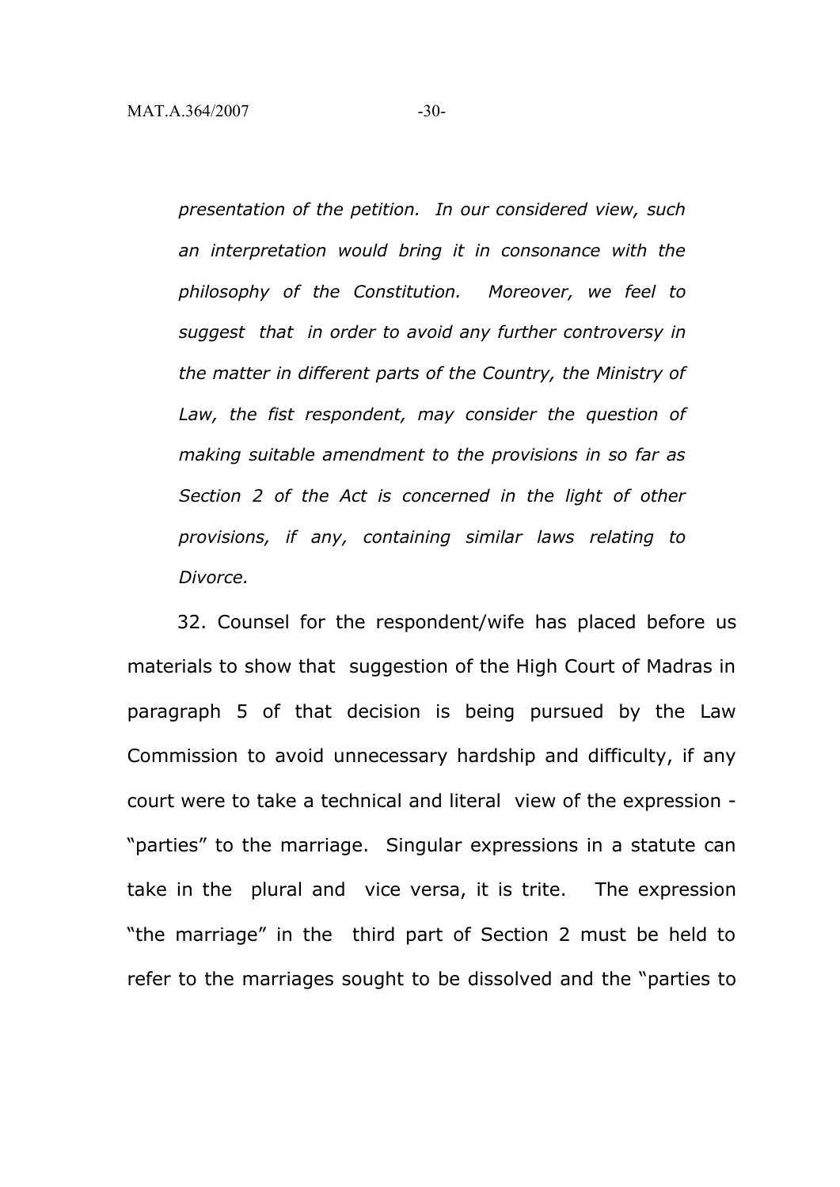*presentation of the petition. In our considered view, such an interpretation would bring it in consonance with the philosophy of the Constitution. Moreover, we feel to suggest that in order to avoid any further controversy in the matter in different parts of the Country, the Ministry of Law, the fist respondent, may consider the question of making suitable amendment to the provisions in so far as Section 2 of the Act is concerned in the light of other provisions, if any, containing similar laws relating to Divorce.*

32. Counsel for the respondent/wife has placed before us materials to show that suggestion of the High Court of Madras in paragraph 5 of that decision is being pursued by the Law Commission to avoid unnecessary hardship and difficulty, if any court were to take a technical and literal view of the expression - "parties" to the marriage. Singular expressions in a statute can take in the plural and vice versa, it is trite. The expression "the marriage" in the third part of Section 2 must be held to refer to the marriages sought to be dissolved and the "parties to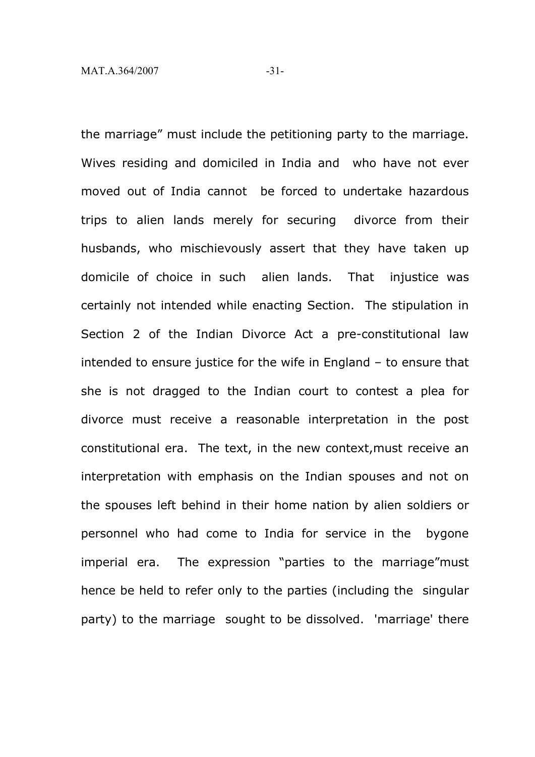the marriage" must include the petitioning party to the marriage. Wives residing and domiciled in India and who have not ever moved out of India cannot be forced to undertake hazardous trips to alien lands merely for securing divorce from their husbands, who mischievously assert that they have taken up domicile of choice in such alien lands. That injustice was certainly not intended while enacting Section. The stipulation in Section 2 of the Indian Divorce Act a pre-constitutional law intended to ensure justice for the wife in England – to ensure that she is not dragged to the Indian court to contest a plea for divorce must receive a reasonable interpretation in the post constitutional era. The text, in the new context,must receive an interpretation with emphasis on the Indian spouses and not on the spouses left behind in their home nation by alien soldiers or personnel who had come to India for service in the bygone imperial era. The expression "parties to the marriage"must hence be held to refer only to the parties (including the singular party) to the marriage sought to be dissolved. 'marriage' there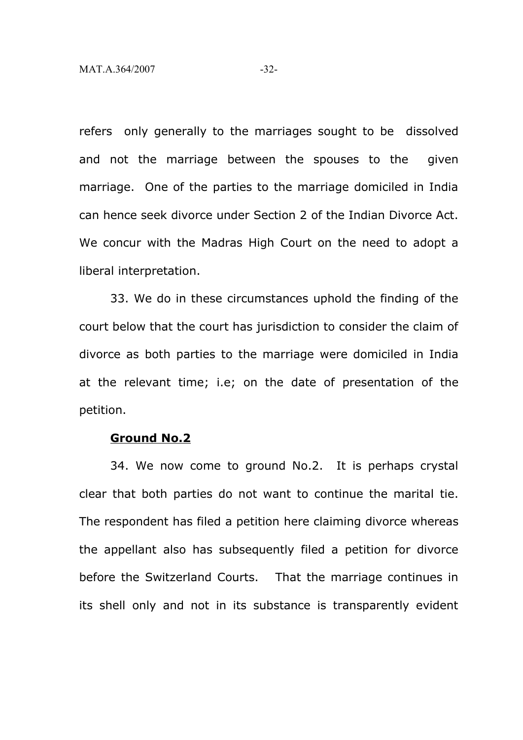refers only generally to the marriages sought to be dissolved and not the marriage between the spouses to the given marriage. One of the parties to the marriage domiciled in India can hence seek divorce under Section 2 of the Indian Divorce Act. We concur with the Madras High Court on the need to adopt a liberal interpretation.

33. We do in these circumstances uphold the finding of the court below that the court has jurisdiction to consider the claim of divorce as both parties to the marriage were domiciled in India at the relevant time; i.e; on the date of presentation of the petition.

**Ground No.2**

34. We now come to ground No.2. It is perhaps crystal clear that both parties do not want to continue the marital tie. The respondent has filed a petition here claiming divorce whereas the appellant also has subsequently filed a petition for divorce before the Switzerland Courts. That the marriage continues in its shell only and not in its substance is transparently evident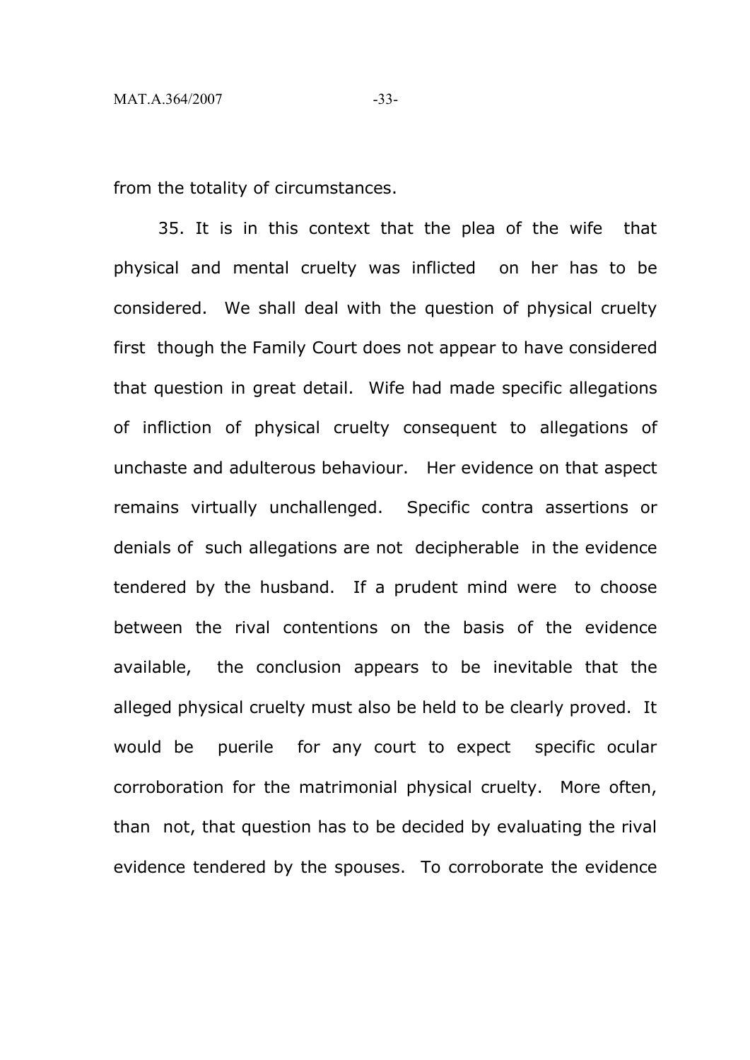from the totality of circumstances.

35. It is in this context that the plea of the wife that physical and mental cruelty was inflicted on her has to be considered. We shall deal with the question of physical cruelty first though the Family Court does not appear to have considered that question in great detail. Wife had made specific allegations of infliction of physical cruelty consequent to allegations of unchaste and adulterous behaviour. Her evidence on that aspect remains virtually unchallenged. Specific contra assertions or denials of such allegations are not decipherable in the evidence tendered by the husband. If a prudent mind were to choose between the rival contentions on the basis of the evidence available, the conclusion appears to be inevitable that the alleged physical cruelty must also be held to be clearly proved. It would be puerile for any court to expect specific ocular corroboration for the matrimonial physical cruelty. More often, than not, that question has to be decided by evaluating the rival evidence tendered by the spouses. To corroborate the evidence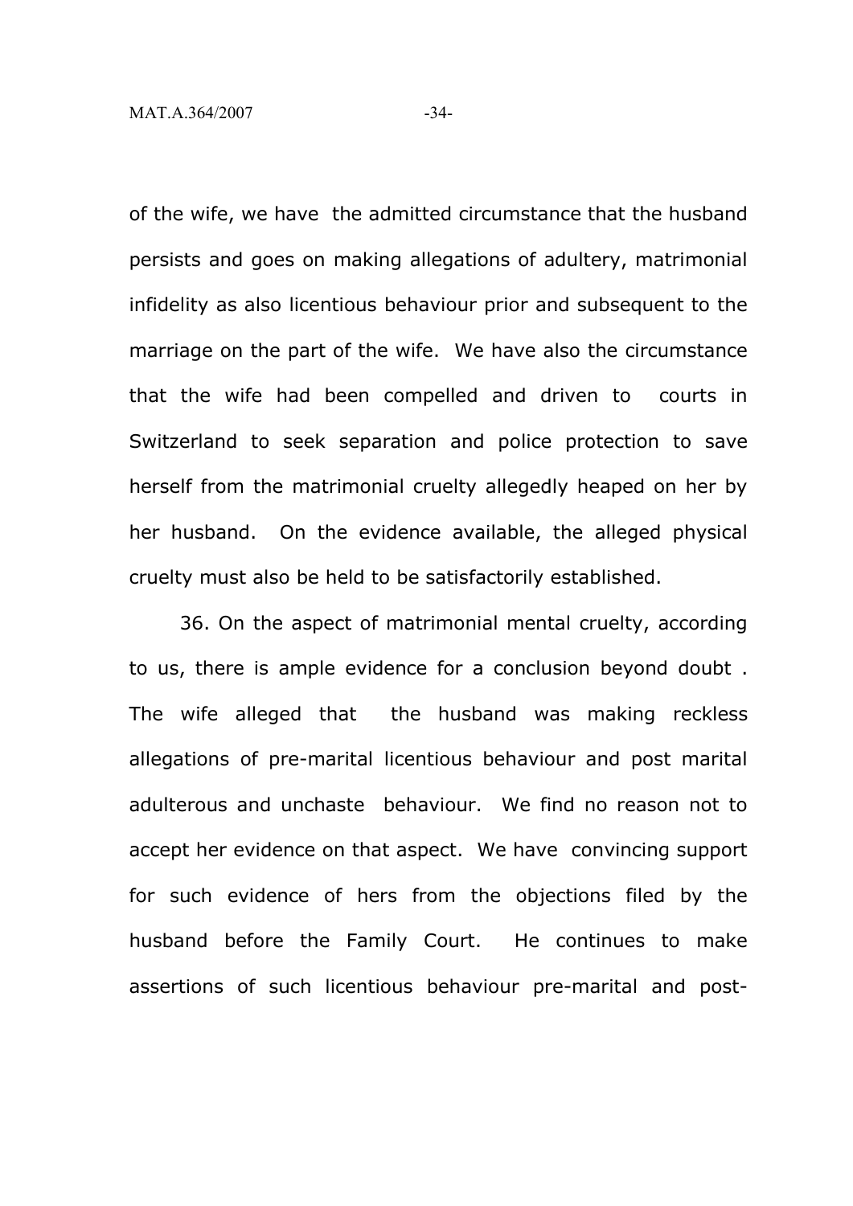of the wife, we have the admitted circumstance that the husband persists and goes on making allegations of adultery, matrimonial infidelity as also licentious behaviour prior and subsequent to the marriage on the part of the wife. We have also the circumstance that the wife had been compelled and driven to courts in Switzerland to seek separation and police protection to save herself from the matrimonial cruelty allegedly heaped on her by her husband. On the evidence available, the alleged physical cruelty must also be held to be satisfactorily established.

36. On the aspect of matrimonial mental cruelty, according to us, there is ample evidence for a conclusion beyond doubt . The wife alleged that the husband was making reckless allegations of pre-marital licentious behaviour and post marital adulterous and unchaste behaviour. We find no reason not to accept her evidence on that aspect. We have convincing support for such evidence of hers from the objections filed by the husband before the Family Court. He continues to make assertions of such licentious behaviour pre-marital and post-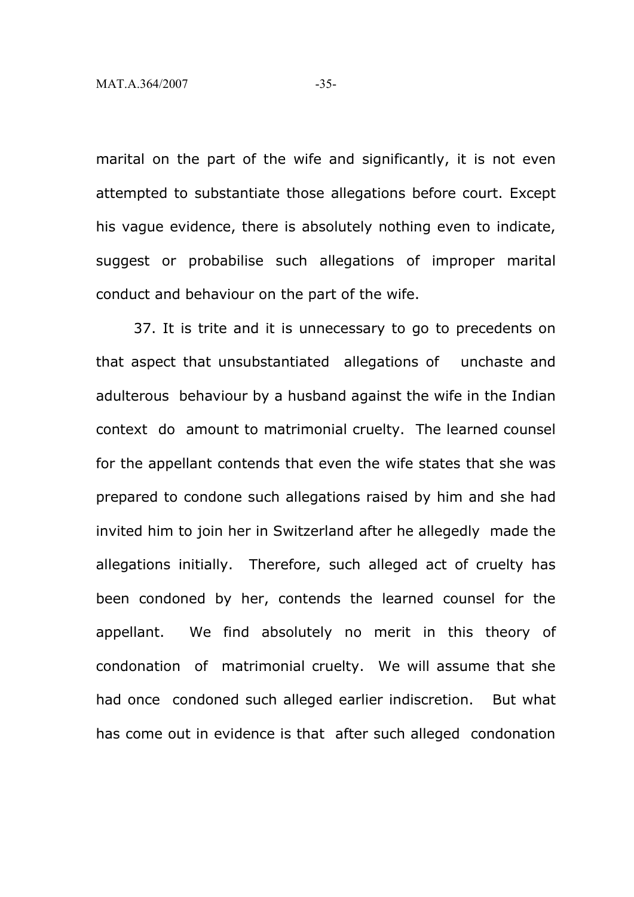marital on the part of the wife and significantly, it is not even attempted to substantiate those allegations before court. Except his vague evidence, there is absolutely nothing even to indicate, suggest or probabilise such allegations of improper marital conduct and behaviour on the part of the wife.

37. It is trite and it is unnecessary to go to precedents on that aspect that unsubstantiated allegations of unchaste and adulterous behaviour by a husband against the wife in the Indian context do amount to matrimonial cruelty. The learned counsel for the appellant contends that even the wife states that she was prepared to condone such allegations raised by him and she had invited him to join her in Switzerland after he allegedly made the allegations initially. Therefore, such alleged act of cruelty has been condoned by her, contends the learned counsel for the appellant. We find absolutely no merit in this theory of condonation of matrimonial cruelty. We will assume that she had once condoned such alleged earlier indiscretion. But what has come out in evidence is that after such alleged condonation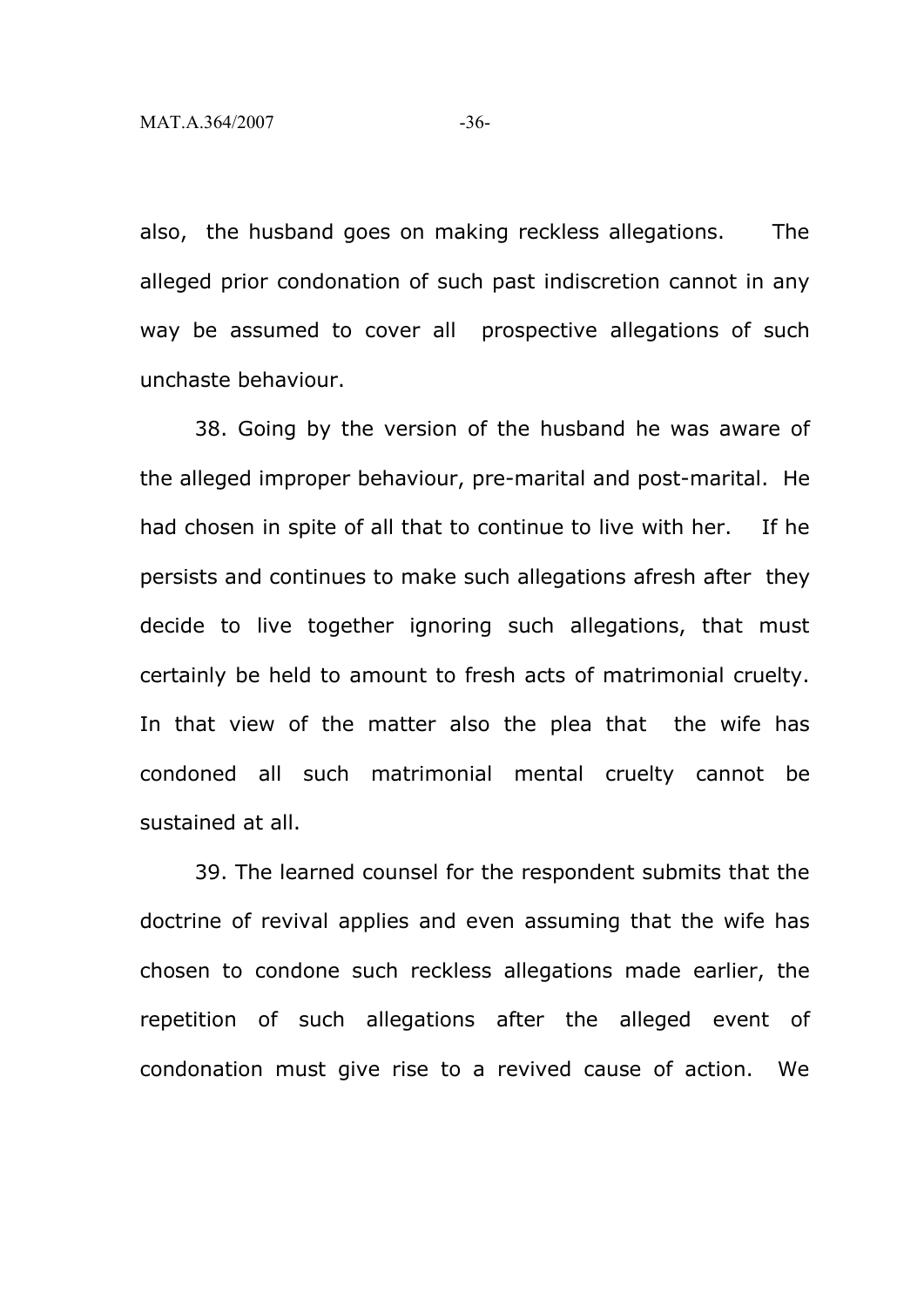also, the husband goes on making reckless allegations. The alleged prior condonation of such past indiscretion cannot in any way be assumed to cover all prospective allegations of such unchaste behaviour.

38. Going by the version of the husband he was aware of the alleged improper behaviour, pre-marital and post-marital. He had chosen in spite of all that to continue to live with her. If he persists and continues to make such allegations afresh after they decide to live together ignoring such allegations, that must certainly be held to amount to fresh acts of matrimonial cruelty. In that view of the matter also the plea that the wife has condoned all such matrimonial mental cruelty cannot be sustained at all.

39. The learned counsel for the respondent submits that the doctrine of revival applies and even assuming that the wife has chosen to condone such reckless allegations made earlier, the repetition of such allegations after the alleged event of condonation must give rise to a revived cause of action. We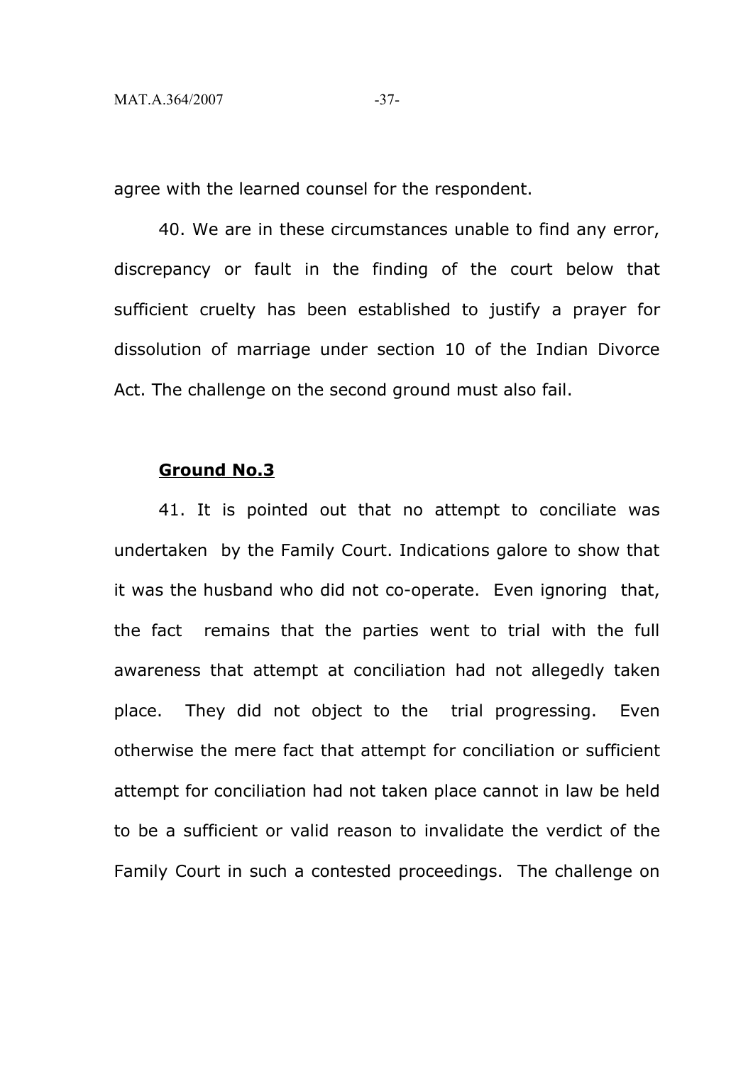agree with the learned counsel for the respondent.

40. We are in these circumstances unable to find any error, discrepancy or fault in the finding of the court below that sufficient cruelty has been established to justify a prayer for dissolution of marriage under section 10 of the Indian Divorce Act. The challenge on the second ground must also fail.

**Ground No.3**

41. It is pointed out that no attempt to conciliate was undertaken by the Family Court. Indications galore to show that it was the husband who did not co-operate. Even ignoring that, the fact remains that the parties went to trial with the full awareness that attempt at conciliation had not allegedly taken place. They did not object to the trial progressing. Even otherwise the mere fact that attempt for conciliation or sufficient attempt for conciliation had not taken place cannot in law be held to be a sufficient or valid reason to invalidate the verdict of the Family Court in such a contested proceedings. The challenge on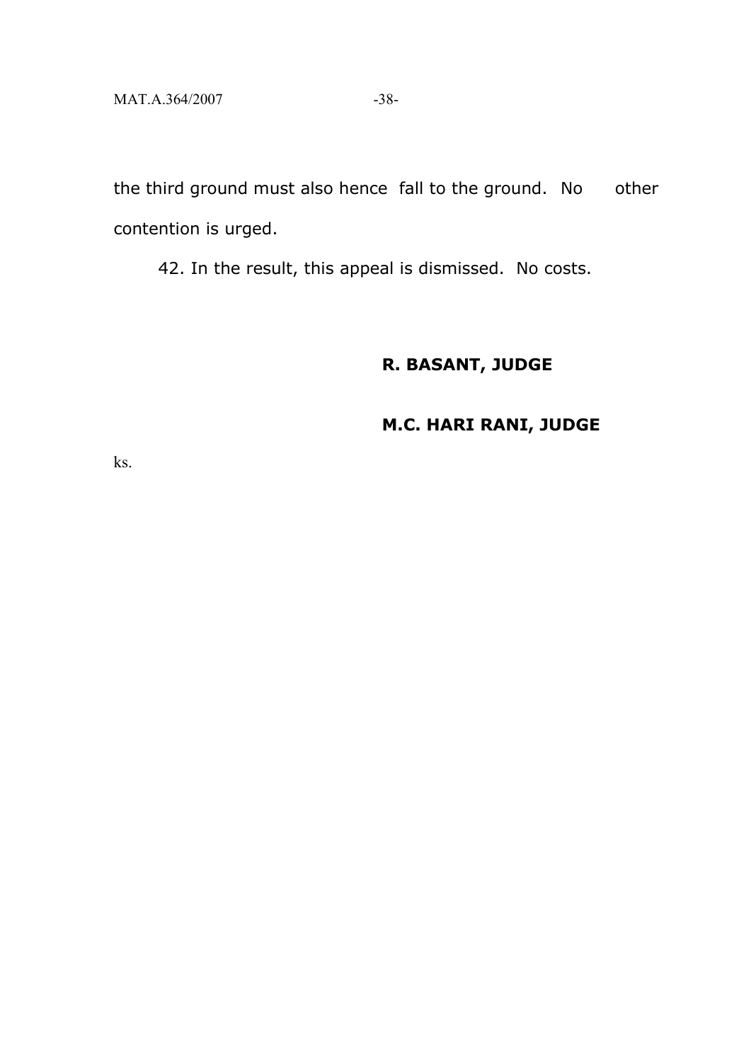the third ground must also hence fall to the ground. No other contention is urged.

42. In the result, this appeal is dismissed. No costs.

**R. BASANT, JUDGE**

**M.C. HARI RANI, JUDGE**

ks.